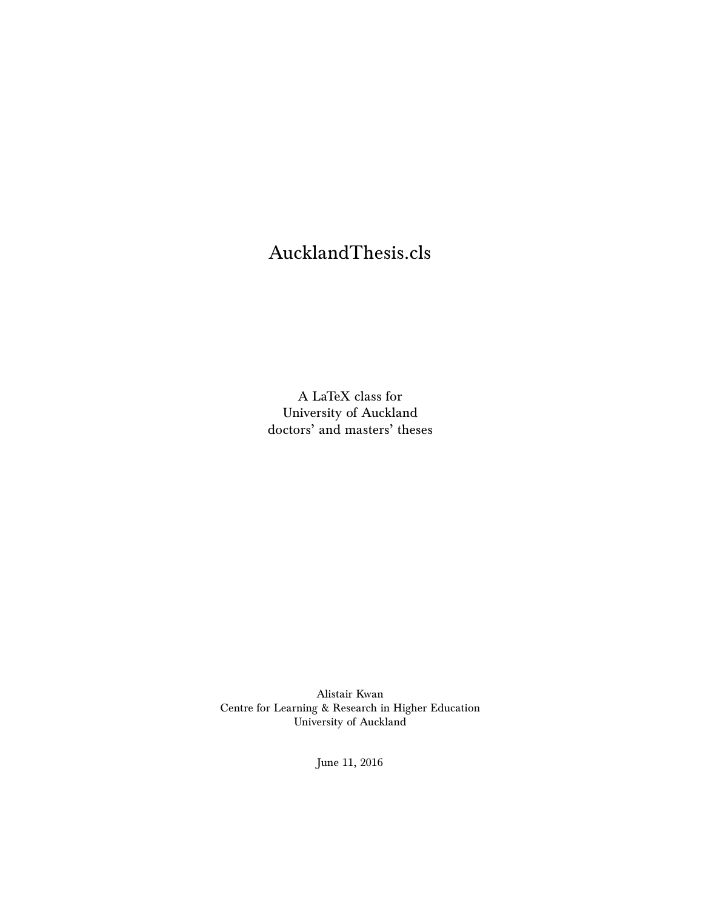# AucklandThesis.cls

A LaTeX class for
University of Auckland
doctors' and masters' theses

Alistair Kwan
Centre for Learning & Research in Higher Education
University of Auckland

June 11, 2016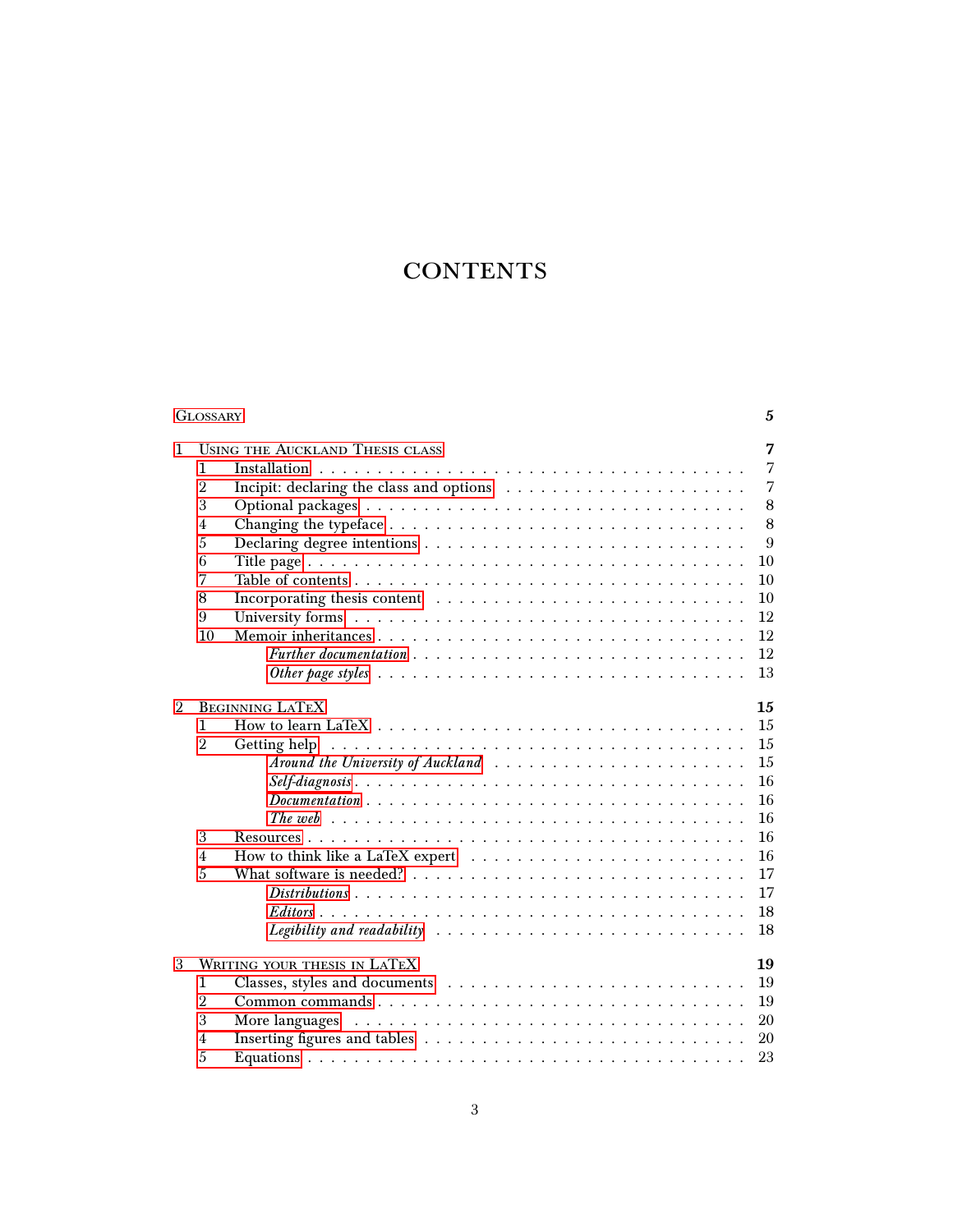# CONTENTS

Glossary 5

1 Using the Auckland Thesis class 7
- 1 Installation . . . 7
- 2 Incipit: declaring the class and options . . . 7
- 3 Optional packages . . . 8
- 4 Changing the typeface . . . 8
- 5 Declaring degree intentions . . . 9
- 6 Title page . . . 10
- 7 Table of contents . . . 10
- 8 Incorporating thesis content . . . 10
- 9 University forms . . . 12
- 10 Memoir inheritances . . . 12
  - *Further documentation* . . . 12
  - *Other page styles* . . . 13

2 Beginning LaTeX 15
- 1 How to learn LaTeX . . . 15
- 2 Getting help . . . 15
  - *Around the University of Auckland* . . . 15
  - *Self-diagnosis* . . . 16
  - *Documentation* . . . 16
  - *The web* . . . 16
- 3 Resources . . . 16
- 4 How to think like a LaTeX expert . . . 16
- 5 What software is needed? . . . 17
  - *Distributions* . . . 17
  - *Editors* . . . 18
  - *Legibility and readability* . . . 18

3 Writing your thesis in LaTeX 19
- 1 Classes, styles and documents . . . 19
- 2 Common commands . . . 19
- 3 More languages . . . 20
- 4 Inserting figures and tables . . . 20
- 5 Equations . . . 23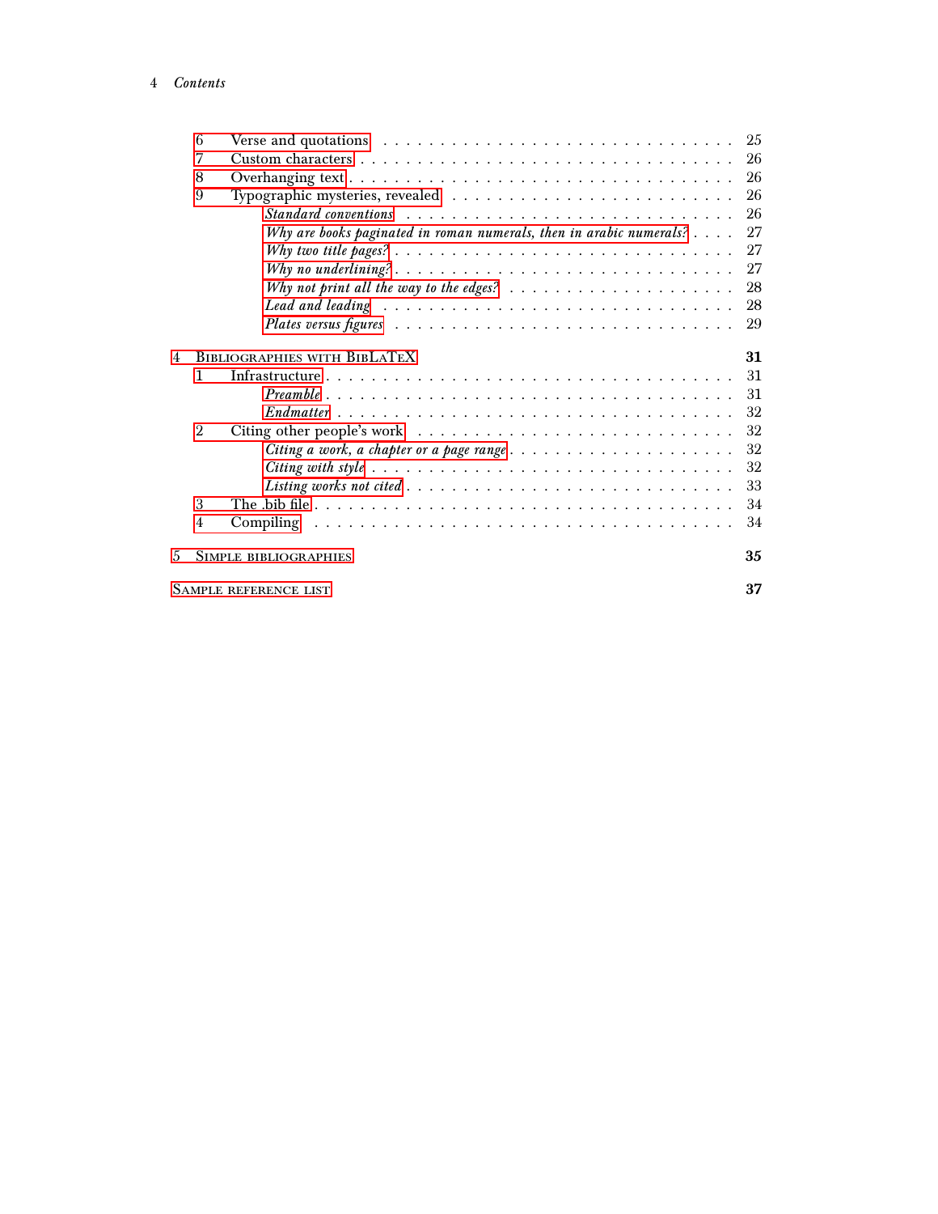- 6 Verse and quotations . . . . . . . . . . 25
- 7 Custom characters . . . . . . . . . . 26
- 8 Overhanging text . . . . . . . . . . 26
- 9 Typographic mysteries, revealed . . . . . . . . . . 26
  - *Standard conventions* . . . . . . . . . . 26
  - *Why are books paginated in roman numerals, then in arabic numerals?* . . . . 27
  - *Why two title pages?* . . . . . . . . . . 27
  - *Why no underlining?* . . . . . . . . . . 27
  - *Why not print all the way to the edges?* . . . . . . . . . . 28
  - *Lead and leading* . . . . . . . . . . 28
  - *Plates versus figures* . . . . . . . . . . 29

**4 Bibliographies with BibLaTeX** **31**

- 1 Infrastructure . . . . . . . . . . 31
  - *Preamble* . . . . . . . . . . 31
  - *Endmatter* . . . . . . . . . . 32
- 2 Citing other people's work . . . . . . . . . . 32
  - *Citing a work, a chapter or a page range* . . . . . . . . . . 32
  - *Citing with style* . . . . . . . . . . 32
  - *Listing works not cited* . . . . . . . . . . 33
- 3 The .bib file . . . . . . . . . . 34
- 4 Compiling . . . . . . . . . . 34

**5 Simple bibliographies** **35**

**Sample reference list** **37**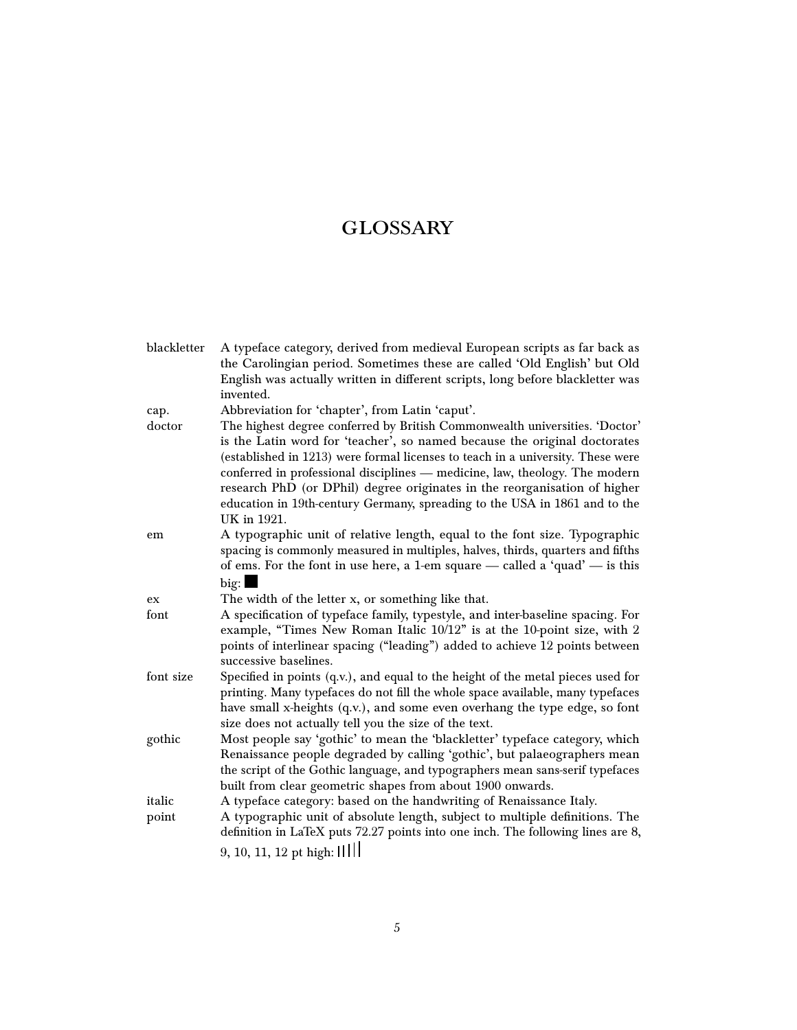# GLOSSARY

**blackletter** A typeface category, derived from medieval European scripts as far back as the Carolingian period. Sometimes these are called 'Old English' but Old English was actually written in different scripts, long before blackletter was invented.

**cap.** Abbreviation for 'chapter', from Latin 'caput'.

**doctor** The highest degree conferred by British Commonwealth universities. 'Doctor' is the Latin word for 'teacher', so named because the original doctorates (established in 1213) were formal licenses to teach in a university. These were conferred in professional disciplines — medicine, law, theology. The modern research PhD (or DPhil) degree originates in the reorganisation of higher education in 19th-century Germany, spreading to the USA in 1861 and to the UK in 1921.

**em** A typographic unit of relative length, equal to the font size. Typographic spacing is commonly measured in multiples, halves, thirds, quarters and fifths of ems. For the font in use here, a 1-em square — called a 'quad' — is this big: ■

**ex** The width of the letter x, or something like that.

**font** A specification of typeface family, typestyle, and inter-baseline spacing. For example, "Times New Roman Italic 10/12" is at the 10-point size, with 2 points of interlinear spacing ("leading") added to achieve 12 points between successive baselines.

**font size** Specified in points (q.v.), and equal to the height of the metal pieces used for printing. Many typefaces do not fill the whole space available, many typefaces have small x-heights (q.v.), and some even overhang the type edge, so font size does not actually tell you the size of the text.

**gothic** Most people say 'gothic' to mean the 'blackletter' typeface category, which Renaissance people degraded by calling 'gothic', but palaeographers mean the script of the Gothic language, and typographers mean sans-serif typefaces built from clear geometric shapes from about 1900 onwards.

**italic** A typeface category: based on the handwriting of Renaissance Italy.

**point** A typographic unit of absolute length, subject to multiple definitions. The definition in LaTeX puts 72.27 points into one inch. The following lines are 8, 9, 10, 11, 12 pt high: | | | | |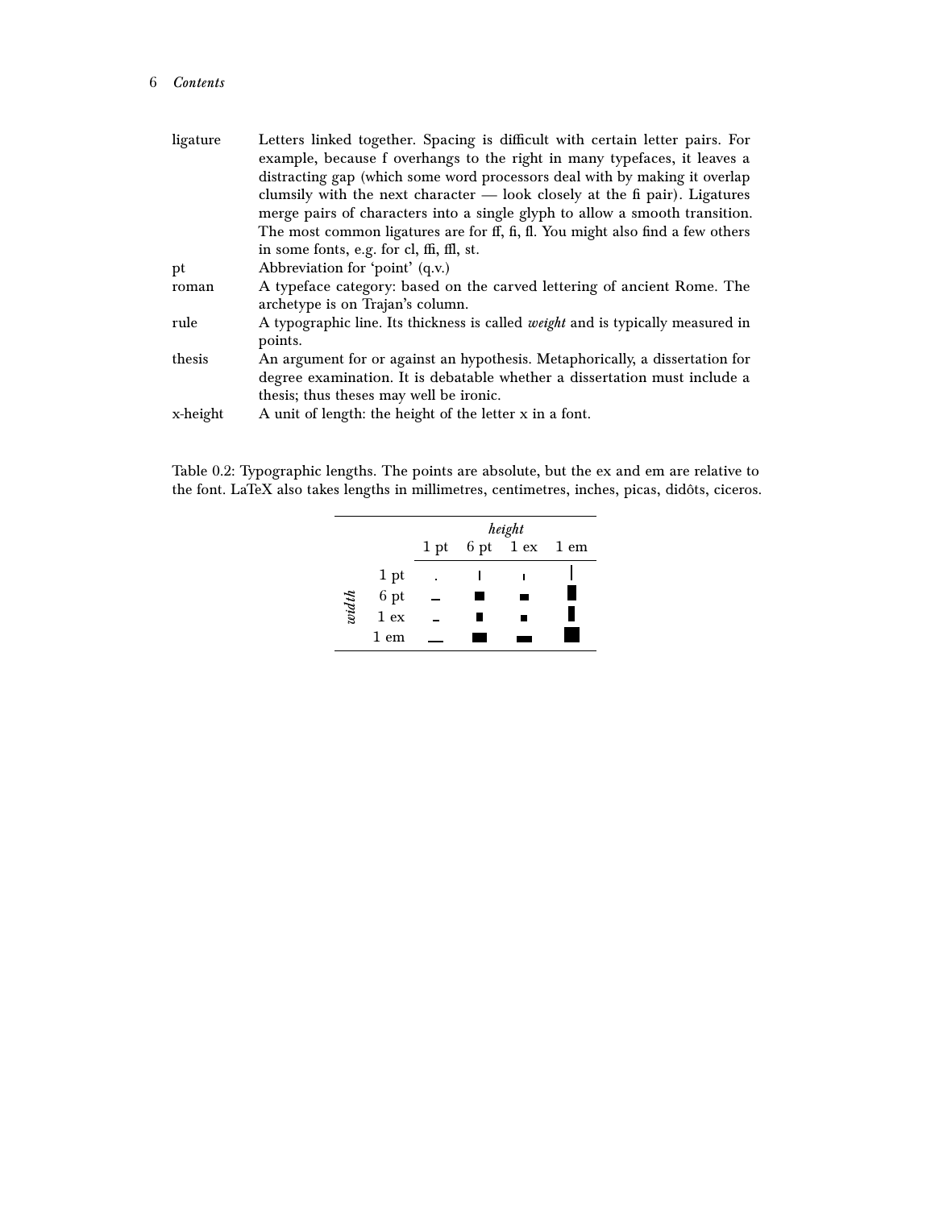| | |
|---|---|
| ligature | Letters linked together. Spacing is difficult with certain letter pairs. For example, because f overhangs to the right in many typefaces, it leaves a distracting gap (which some word processors deal with by making it overlap clumsily with the next character — look closely at the fi pair). Ligatures merge pairs of characters into a single glyph to allow a smooth transition. The most common ligatures are for ff, fi, fl. You might also find a few others in some fonts, e.g. for cl, ffi, ffl, st. |
| pt | Abbreviation for 'point' (q.v.) |
| roman | A typeface category: based on the carved lettering of ancient Rome. The archetype is on Trajan's column. |
| rule | A typographic line. Its thickness is called *weight* and is typically measured in points. |
| thesis | An argument for or against an hypothesis. Metaphorically, a dissertation for degree examination. It is debatable whether a dissertation must include a thesis; thus theses may well be ironic. |
| x-height | A unit of length: the height of the letter x in a font. |

Table 0.2: Typographic lengths. The points are absolute, but the ex and em are relative to the font. LaTeX also takes lengths in millimetres, centimetres, inches, picas, didôts, ciceros.

| | | *height* | | | |
|---|---|---|---|---|---|
| | | 1 pt | 6 pt | 1 ex | 1 em |
| *width* | 1 pt | . | ▮ | ▮ | ▮ |
| | 6 pt | ▬ | ■ | ■ | ■ |
| | 1 ex | ▬ | ■ | ■ | ■ |
| | 1 em | ▬ | ■ | ■ | ■ |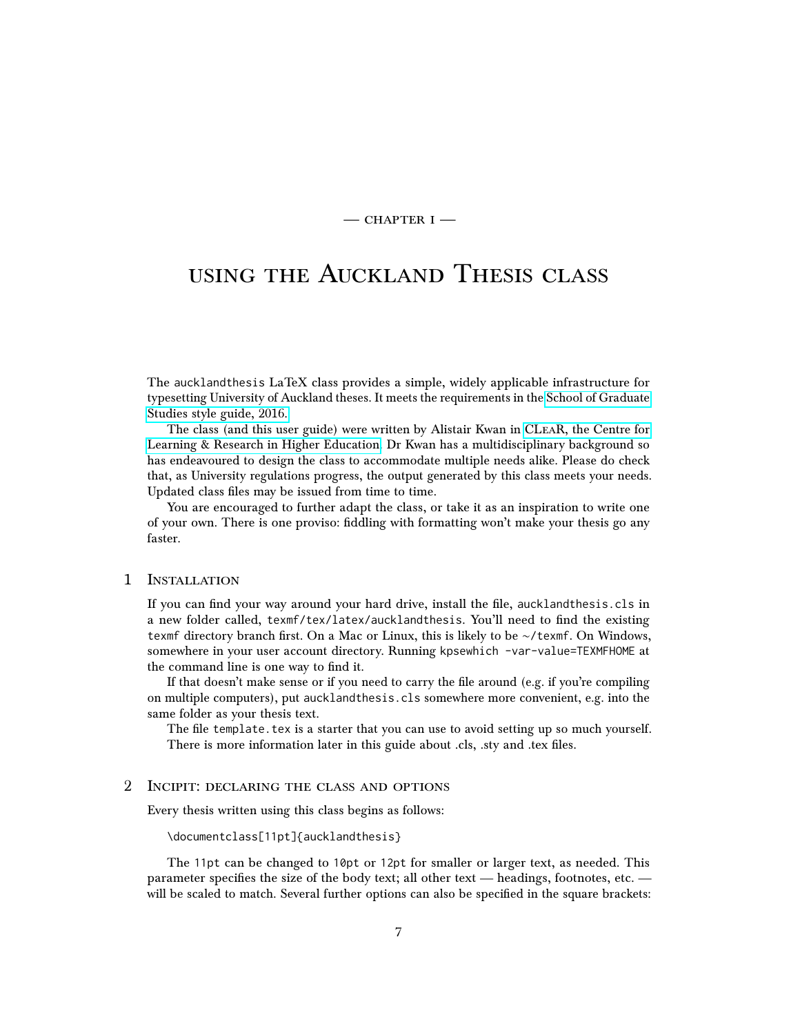— CHAPTER I —

# USING THE AUCKLAND THESIS CLASS

The `aucklandthesis` LaTeX class provides a simple, widely applicable infrastructure for typesetting University of Auckland theses. It meets the requirements in the School of Graduate Studies style guide, 2016.

The class (and this user guide) were written by Alistair Kwan in CLEAR, the Centre for Learning & Research in Higher Education. Dr Kwan has a multidisciplinary background so has endeavoured to design the class to accommodate multiple needs alike. Please do check that, as University regulations progress, the output generated by this class meets your needs. Updated class files may be issued from time to time.

You are encouraged to further adapt the class, or take it as an inspiration to write one of your own. There is one proviso: fiddling with formatting won't make your thesis go any faster.

## 1 Installation

If you can find your way around your hard drive, install the file, `aucklandthesis.cls` in a new folder called, `texmf/tex/latex/aucklandthesis`. You'll need to find the existing `texmf` directory branch first. On a Mac or Linux, this is likely to be `~/texmf`. On Windows, somewhere in your user account directory. Running `kpsewhich -var-value=TEXMFHOME` at the command line is one way to find it.

If that doesn't make sense or if you need to carry the file around (e.g. if you're compiling on multiple computers), put `aucklandthesis.cls` somewhere more convenient, e.g. into the same folder as your thesis text.

The file `template.tex` is a starter that you can use to avoid setting up so much yourself.

There is more information later in this guide about .cls, .sty and .tex files.

## 2 Incipit: declaring the class and options

Every thesis written using this class begins as follows:

```
\documentclass[11pt]{aucklandthesis}
```

The `11pt` can be changed to `10pt` or `12pt` for smaller or larger text, as needed. This parameter specifies the size of the body text; all other text — headings, footnotes, etc. — will be scaled to match. Several further options can also be specified in the square brackets: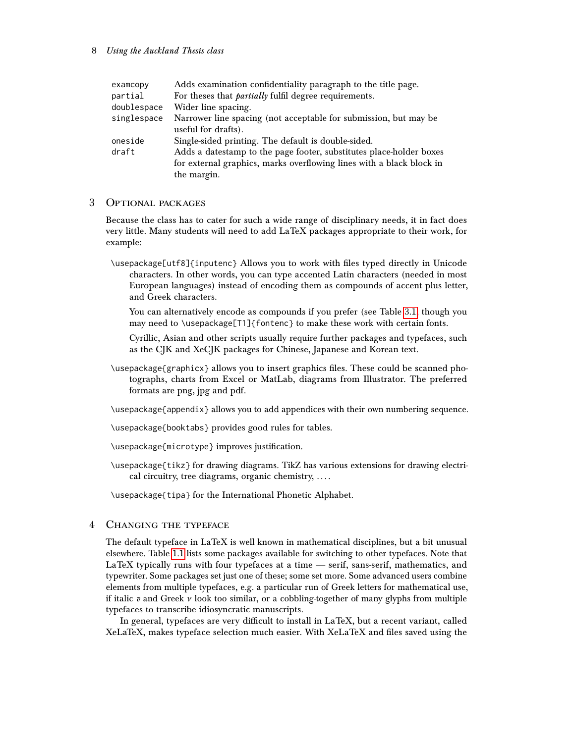| | |
|---|---|
| `examcopy` | Adds examination confidentiality paragraph to the title page. |
| `partial` | For theses that *partially* fulfil degree requirements. |
| `doublespace` | Wider line spacing. |
| `singlespace` | Narrower line spacing (not acceptable for submission, but may be useful for drafts). |
| `oneside` | Single-sided printing. The default is double-sided. |
| `draft` | Adds a datestamp to the page footer, substitutes place-holder boxes for external graphics, marks overflowing lines with a black block in the margin. |

## 3 Optional packages

Because the class has to cater for such a wide range of disciplinary needs, it in fact does very little. Many students will need to add LaTeX packages appropriate to their work, for example:

`\usepackage[utf8]{inputenc}` Allows you to work with files typed directly in Unicode characters. In other words, you can type accented Latin characters (needed in most European languages) instead of encoding them as compounds of accent plus letter, and Greek characters.

You can alternatively encode as compounds if you prefer (see Table 3.1, though you may need to `\usepackage[T1]{fontenc}` to make these work with certain fonts.

Cyrillic, Asian and other scripts usually require further packages and typefaces, such as the CJK and XeCJK packages for Chinese, Japanese and Korean text.

`\usepackage{graphicx}` allows you to insert graphics files. These could be scanned photographs, charts from Excel or MatLab, diagrams from Illustrator. The preferred formats are png, jpg and pdf.

`\usepackage{appendix}` allows you to add appendices with their own numbering sequence.

`\usepackage{booktabs}` provides good rules for tables.

`\usepackage{microtype}` improves justification.

`\usepackage{tikz}` for drawing diagrams. TikZ has various extensions for drawing electrical circuitry, tree diagrams, organic chemistry, ....

`\usepackage{tipa}` for the International Phonetic Alphabet.

## 4 Changing the typeface

The default typeface in LaTeX is well known in mathematical disciplines, but a bit unusual elsewhere. Table 1.1 lists some packages available for switching to other typefaces. Note that LaTeX typically runs with four typefaces at a time — serif, sans-serif, mathematics, and typewriter. Some packages set just one of these; some set more. Some advanced users combine elements from multiple typefaces, e.g. a particular run of Greek letters for mathematical use, if italic $v$ and Greek $\nu$ look too similar, or a cobbling-together of many glyphs from multiple typefaces to transcribe idiosyncratic manuscripts.

In general, typefaces are very difficult to install in LaTeX, but a recent variant, called XeLaTeX, makes typeface selection much easier. With XeLaTeX and files saved using the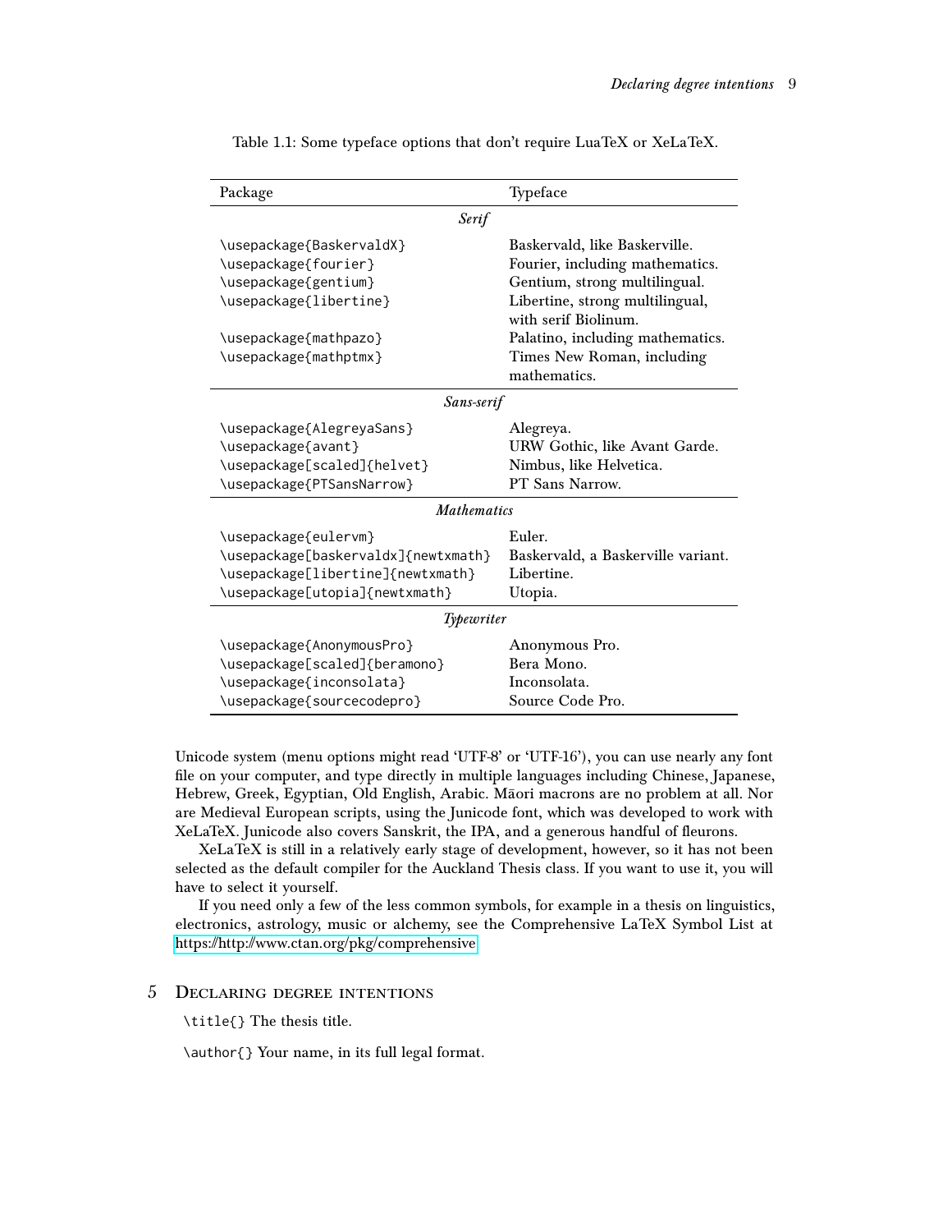Table 1.1: Some typeface options that don't require LuaTeX or XeLaTeX.

| Package | Typeface |
|---|---|
| *Serif* | |
| `\usepackage{BaskervaldX}` | Baskervald, like Baskerville. |
| `\usepackage{fourier}` | Fourier, including mathematics. |
| `\usepackage{gentium}` | Gentium, strong multilingual. |
| `\usepackage{libertine}` | Libertine, strong multilingual, with serif Biolinum. |
| `\usepackage{mathpazo}` | Palatino, including mathematics. |
| `\usepackage{mathptmx}` | Times New Roman, including mathematics. |
| *Sans-serif* | |
| `\usepackage{AlegreyaSans}` | Alegreya. |
| `\usepackage{avant}` | URW Gothic, like Avant Garde. |
| `\usepackage[scaled]{helvet}` | Nimbus, like Helvetica. |
| `\usepackage{PTSansNarrow}` | PT Sans Narrow. |
| *Mathematics* | |
| `\usepackage{eulervm}` | Euler. |
| `\usepackage[baskervaldx]{newtxmath}` | Baskervald, a Baskerville variant. |
| `\usepackage[libertine]{newtxmath}` | Libertine. |
| `\usepackage[utopia]{newtxmath}` | Utopia. |
| *Typewriter* | |
| `\usepackage{AnonymousPro}` | Anonymous Pro. |
| `\usepackage[scaled]{beramono}` | Bera Mono. |
| `\usepackage{inconsolata}` | Inconsolata. |
| `\usepackage{sourcecodepro}` | Source Code Pro. |

Unicode system (menu options might read 'UTF-8' or 'UTF-16'), you can use nearly any font file on your computer, and type directly in multiple languages including Chinese, Japanese, Hebrew, Greek, Egyptian, Old English, Arabic. Māori macrons are no problem at all. Nor are Medieval European scripts, using the Junicode font, which was developed to work with XeLaTeX. Junicode also covers Sanskrit, the IPA, and a generous handful of fleurons.

XeLaTeX is still in a relatively early stage of development, however, so it has not been selected as the default compiler for the Auckland Thesis class. If you want to use it, you will have to select it yourself.

If you need only a few of the less common symbols, for example in a thesis on linguistics, electronics, astrology, music or alchemy, see the Comprehensive LaTeX Symbol List at https://http://www.ctan.org/pkg/comprehensive.

## 5 Declaring degree intentions

`\title{}` The thesis title.

`\author{}` Your name, in its full legal format.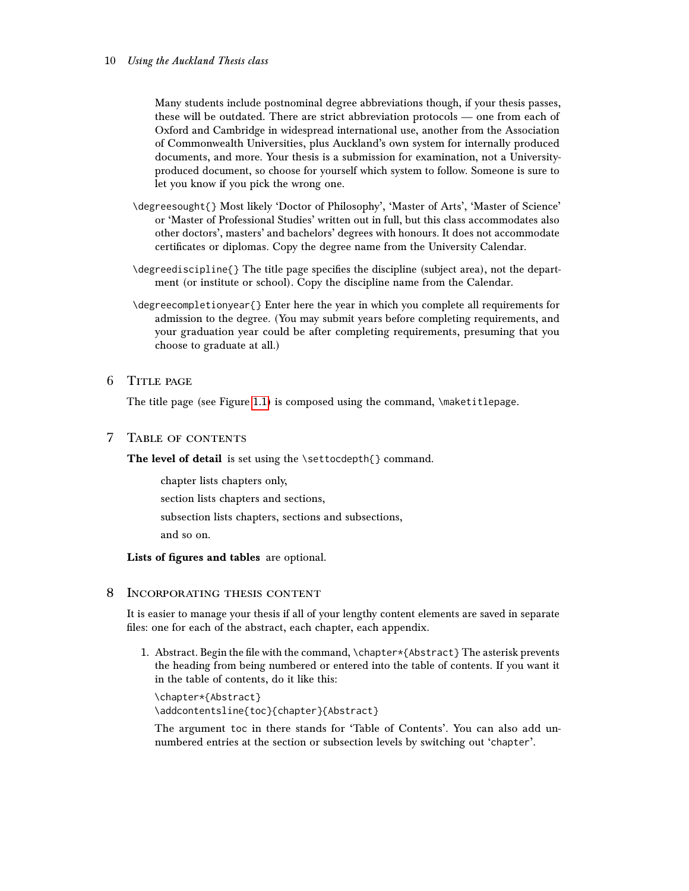Many students include postnominal degree abbreviations though, if your thesis passes, these will be outdated. There are strict abbreviation protocols — one from each of Oxford and Cambridge in widespread international use, another from the Association of Commonwealth Universities, plus Auckland's own system for internally produced documents, and more. Your thesis is a submission for examination, not a University-produced document, so choose for yourself which system to follow. Someone is sure to let you know if you pick the wrong one.

`\degreesought{}` Most likely 'Doctor of Philosophy', 'Master of Arts', 'Master of Science' or 'Master of Professional Studies' written out in full, but this class accommodates also other doctors', masters' and bachelors' degrees with honours. It does not accommodate certificates or diplomas. Copy the degree name from the University Calendar.

`\degreediscipline{}` The title page specifies the discipline (subject area), not the department (or institute or school). Copy the discipline name from the Calendar.

`\degreecompletionyear{}` Enter here the year in which you complete all requirements for admission to the degree. (You may submit years before completing requirements, and your graduation year could be after completing requirements, presuming that you choose to graduate at all.)

## 6 Title page

The title page (see Figure 1.1) is composed using the command, `\maketitlepage`.

## 7 Table of contents

**The level of detail** is set using the `\settocdepth{}` command.

chapter lists chapters only,

section lists chapters and sections,

subsection lists chapters, sections and subsections,

and so on.

**Lists of figures and tables** are optional.

## 8 Incorporating thesis content

It is easier to manage your thesis if all of your lengthy content elements are saved in separate files: one for each of the abstract, each chapter, each appendix.

1. Abstract. Begin the file with the command, `\chapter*{Abstract}` The asterisk prevents the heading from being numbered or entered into the table of contents. If you want it in the table of contents, do it like this:

   ```
   \chapter*{Abstract}
   \addcontentsline{toc}{chapter}{Abstract}
   ```

   The argument `toc` in there stands for 'Table of Contents'. You can also add unnumbered entries at the section or subsection levels by switching out '`chapter`'.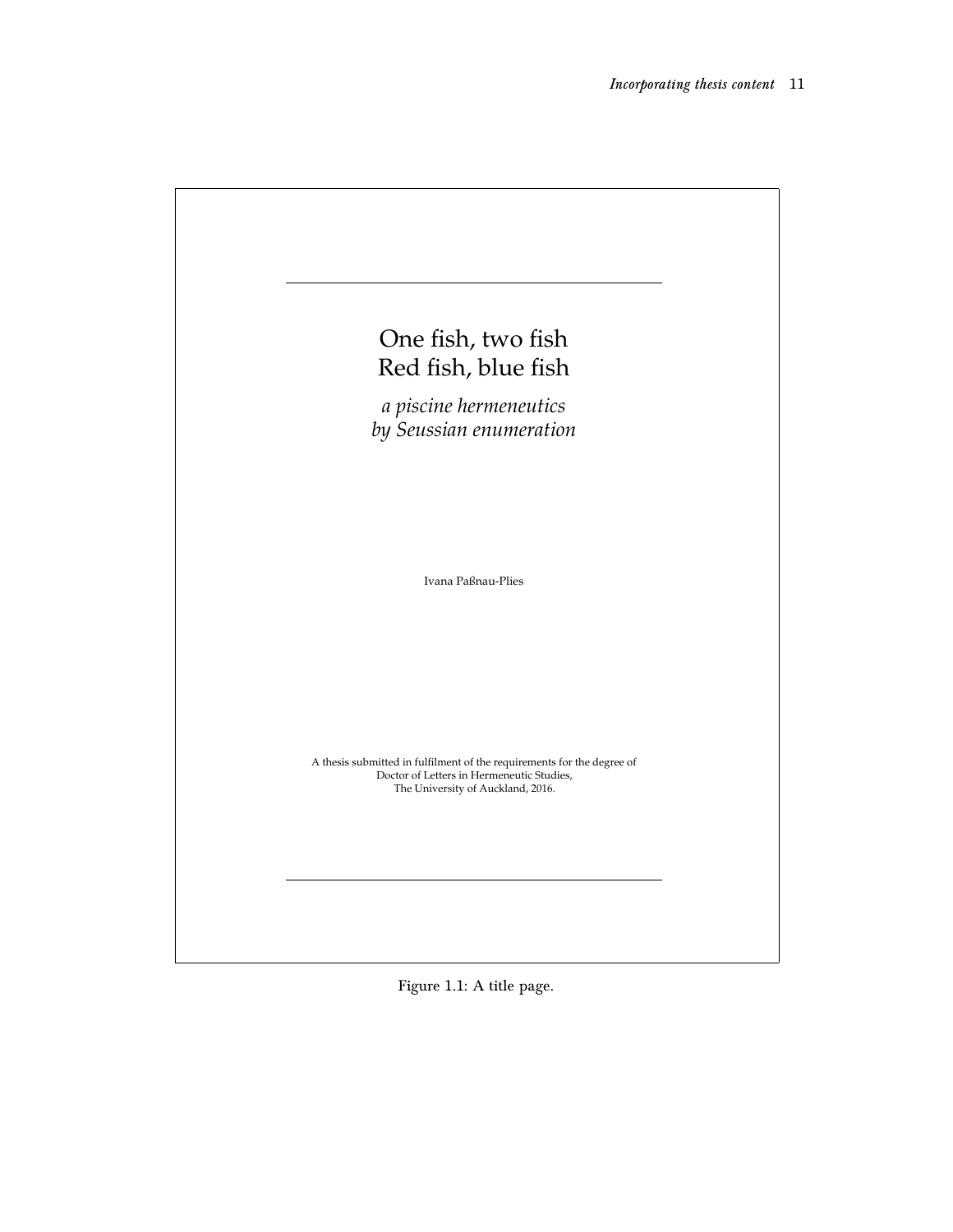One fish, two fish
Red fish, blue fish

*a piscine hermeneutics*
*by Seussian enumeration*

Ivana Paßnau-Plies

A thesis submitted in fulfilment of the requirements for the degree of
Doctor of Letters in Hermeneutic Studies,
The University of Auckland, 2016.

Figure 1.1: A title page.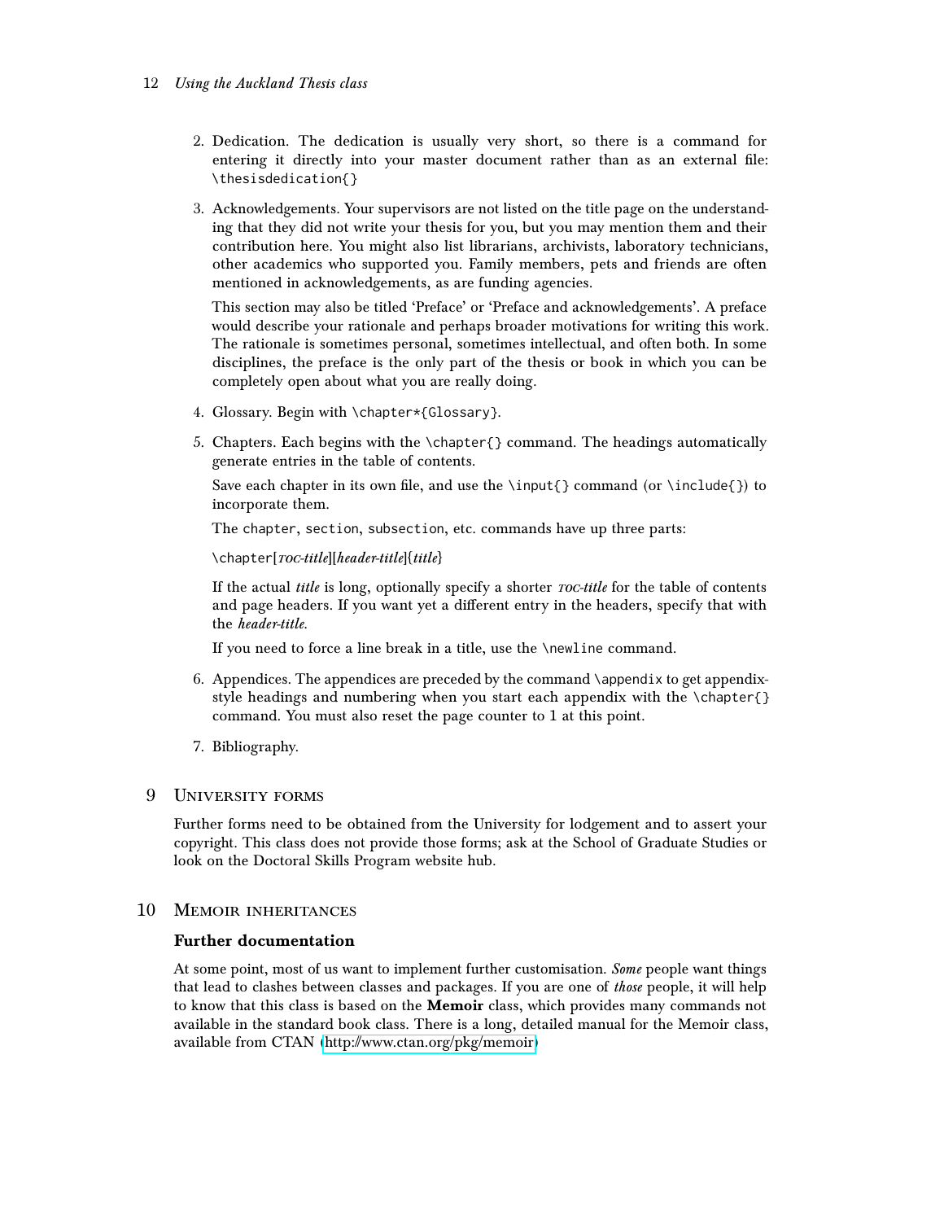2. Dedication. The dedication is usually very short, so there is a command for entering it directly into your master document rather than as an external file: `\thesisdedication{}`

3. Acknowledgements. Your supervisors are not listed on the title page on the understanding that they did not write your thesis for you, but you may mention them and their contribution here. You might also list librarians, archivists, laboratory technicians, other academics who supported you. Family members, pets and friends are often mentioned in acknowledgements, as are funding agencies.

   This section may also be titled 'Preface' or 'Preface and acknowledgements'. A preface would describe your rationale and perhaps broader motivations for writing this work. The rationale is sometimes personal, sometimes intellectual, and often both. In some disciplines, the preface is the only part of the thesis or book in which you can be completely open about what you are really doing.

4. Glossary. Begin with `\chapter*{Glossary}`.

5. Chapters. Each begins with the `\chapter{}` command. The headings automatically generate entries in the table of contents.

   Save each chapter in its own file, and use the `\input{}` command (or `\include{}`) to incorporate them.

   The `chapter`, `section`, `subsection`, etc. commands have up three parts:

   `\chapter[`*toc-title*`][`*header-title*`]{`*title*`}`

   If the actual *title* is long, optionally specify a shorter *toc-title* for the table of contents and page headers. If you want yet a different entry in the headers, specify that with the *header-title*.

   If you need to force a line break in a title, use the `\newline` command.

6. Appendices. The appendices are preceded by the command `\appendix` to get appendix-style headings and numbering when you start each appendix with the `\chapter{}` command. You must also reset the page counter to 1 at this point.

7. Bibliography.

## 9 University forms

Further forms need to be obtained from the University for lodgement and to assert your copyright. This class does not provide those forms; ask at the School of Graduate Studies or look on the Doctoral Skills Program website hub.

## 10 Memoir inheritances

### Further documentation

At some point, most of us want to implement further customisation. *Some* people want things that lead to clashes between classes and packages. If you are one of *those* people, it will help to know that this class is based on the **Memoir** class, which provides many commands not available in the standard book class. There is a long, detailed manual for the Memoir class, available from CTAN (http://www.ctan.org/pkg/memoir)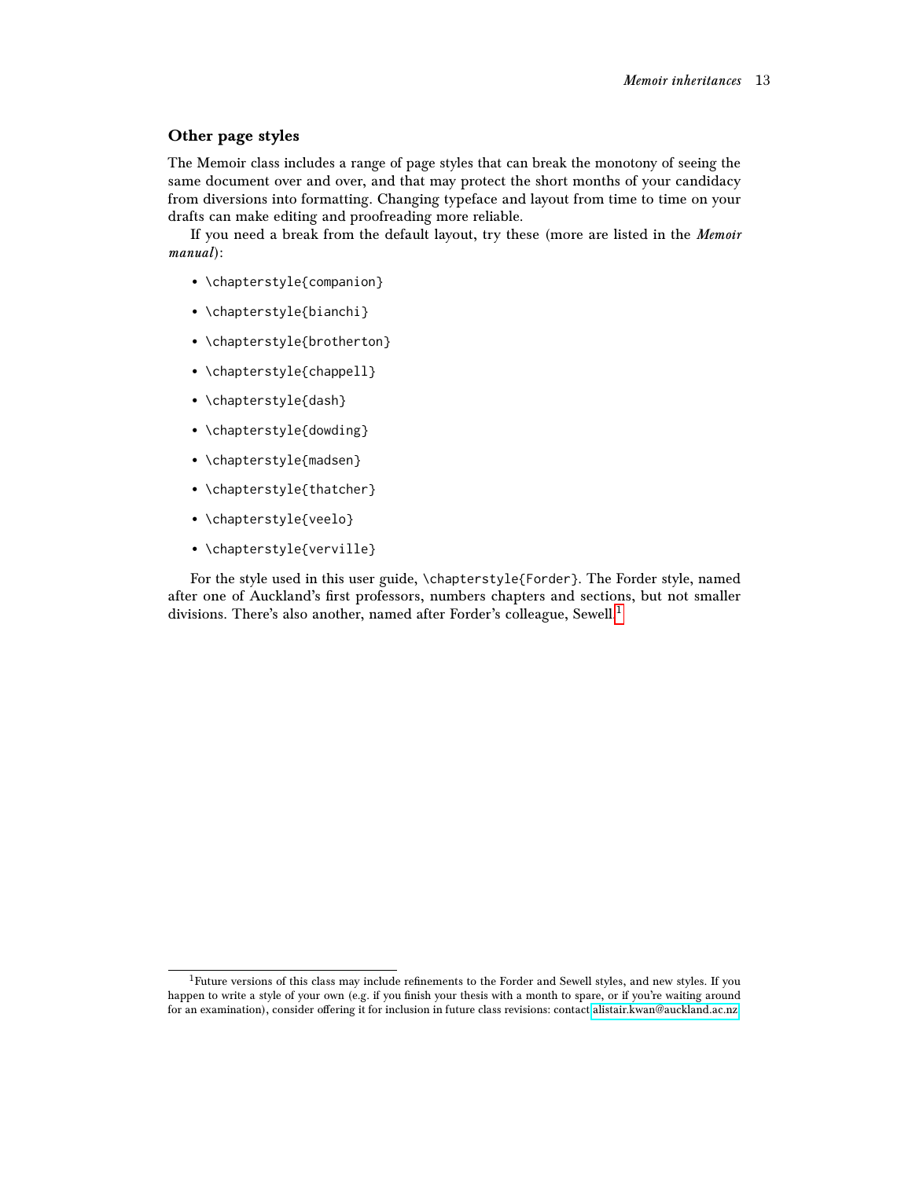### Other page styles

The Memoir class includes a range of page styles that can break the monotony of seeing the same document over and over, and that may protect the short months of your candidacy from diversions into formatting. Changing typeface and layout from time to time on your drafts can make editing and proofreading more reliable.

If you need a break from the default layout, try these (more are listed in the *Memoir manual*):

- `\chapterstyle{companion}`
- `\chapterstyle{bianchi}`
- `\chapterstyle{brotherton}`
- `\chapterstyle{chappell}`
- `\chapterstyle{dash}`
- `\chapterstyle{dowding}`
- `\chapterstyle{madsen}`
- `\chapterstyle{thatcher}`
- `\chapterstyle{veelo}`
- `\chapterstyle{verville}`

For the style used in this user guide, `\chapterstyle{Forder}`. The Forder style, named after one of Auckland's first professors, numbers chapters and sections, but not smaller divisions. There's also another, named after Forder's colleague, Sewell.[1]

---

[1] Future versions of this class may include refinements to the Forder and Sewell styles, and new styles. If you happen to write a style of your own (e.g. if you finish your thesis with a month to spare, or if you're waiting around for an examination), consider offering it for inclusion in future class revisions: contact alistair.kwan@auckland.ac.nz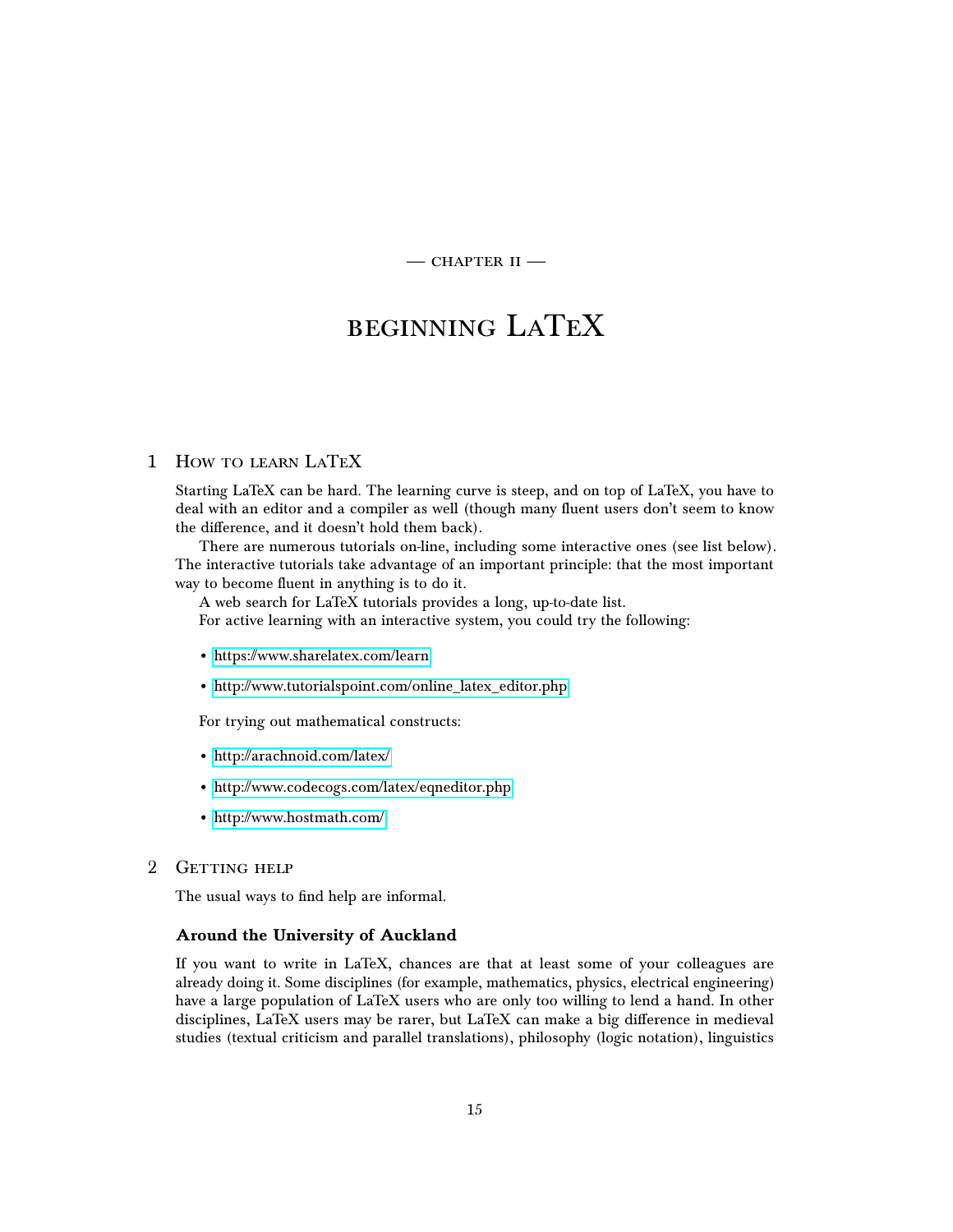— CHAPTER II —

# BEGINNING LaTeX

## 1 How to learn LaTeX

Starting LaTeX can be hard. The learning curve is steep, and on top of LaTeX, you have to deal with an editor and a compiler as well (though many fluent users don't seem to know the difference, and it doesn't hold them back).

There are numerous tutorials on-line, including some interactive ones (see list below). The interactive tutorials take advantage of an important principle: that the most important way to become fluent in anything is to do it.

A web search for LaTeX tutorials provides a long, up-to-date list.

For active learning with an interactive system, you could try the following:

- https://www.sharelatex.com/learn
- http://www.tutorialspoint.com/online_latex_editor.php

For trying out mathematical constructs:

- http://arachnoid.com/latex/
- http://www.codecogs.com/latex/eqneditor.php
- http://www.hostmath.com/

## 2 Getting help

The usual ways to find help are informal.

### Around the University of Auckland

If you want to write in LaTeX, chances are that at least some of your colleagues are already doing it. Some disciplines (for example, mathematics, physics, electrical engineering) have a large population of LaTeX users who are only too willing to lend a hand. In other disciplines, LaTeX users may be rarer, but LaTeX can make a big difference in medieval studies (textual criticism and parallel translations), philosophy (logic notation), linguistics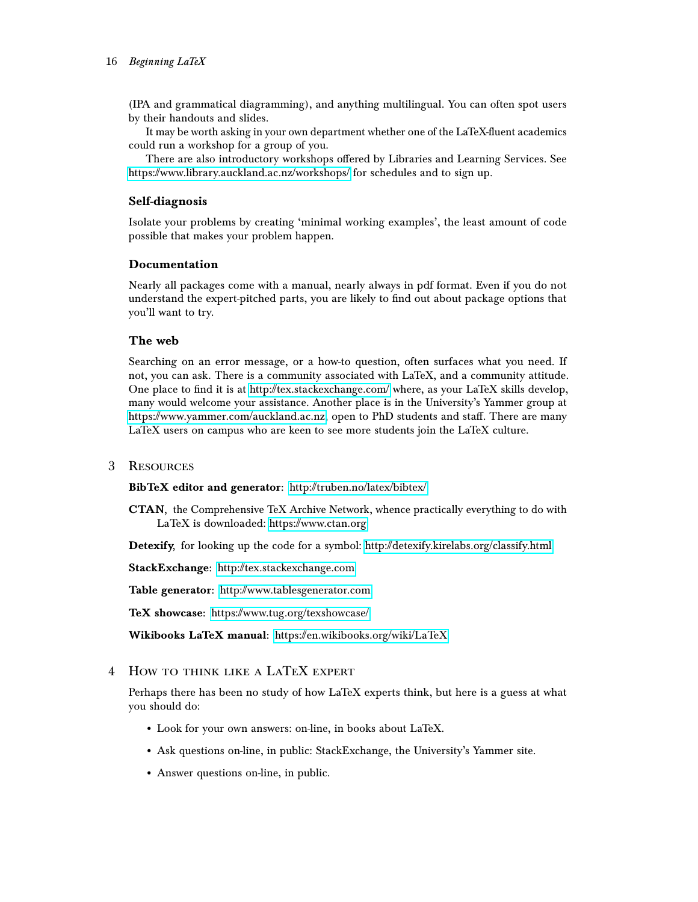(IPA and grammatical diagramming), and anything multilingual. You can often spot users by their handouts and slides.

It may be worth asking in your own department whether one of the LaTeX-fluent academics could run a workshop for a group of you.

There are also introductory workshops offered by Libraries and Learning Services. See https://www.library.auckland.ac.nz/workshops/ for schedules and to sign up.

### Self-diagnosis

Isolate your problems by creating 'minimal working examples', the least amount of code possible that makes your problem happen.

### Documentation

Nearly all packages come with a manual, nearly always in pdf format. Even if you do not understand the expert-pitched parts, you are likely to find out about package options that you'll want to try.

### The web

Searching on an error message, or a how-to question, often surfaces what you need. If not, you can ask. There is a community associated with LaTeX, and a community attitude. One place to find it is at http://tex.stackexchange.com/ where, as your LaTeX skills develop, many would welcome your assistance. Another place is in the University's Yammer group at https://www.yammer.com/auckland.ac.nz, open to PhD students and staff. There are many LaTeX users on campus who are keen to see more students join the LaTeX culture.

## 3 Resources

**BibTeX editor and generator**: http://truben.no/latex/bibtex/

**CTAN**, the Comprehensive TeX Archive Network, whence practically everything to do with LaTeX is downloaded: https://www.ctan.org

**Detexify**, for looking up the code for a symbol: http://detexify.kirelabs.org/classify.html

**StackExchange**: http://tex.stackexchange.com

**Table generator**: http://www.tablesgenerator.com

**TeX showcase**: https://www.tug.org/texshowcase/

**Wikibooks LaTeX manual**: https://en.wikibooks.org/wiki/LaTeX

## 4 How to think like a LaTeX expert

Perhaps there has been no study of how LaTeX experts think, but here is a guess at what you should do:

- Look for your own answers: on-line, in books about LaTeX.
- Ask questions on-line, in public: StackExchange, the University's Yammer site.
- Answer questions on-line, in public.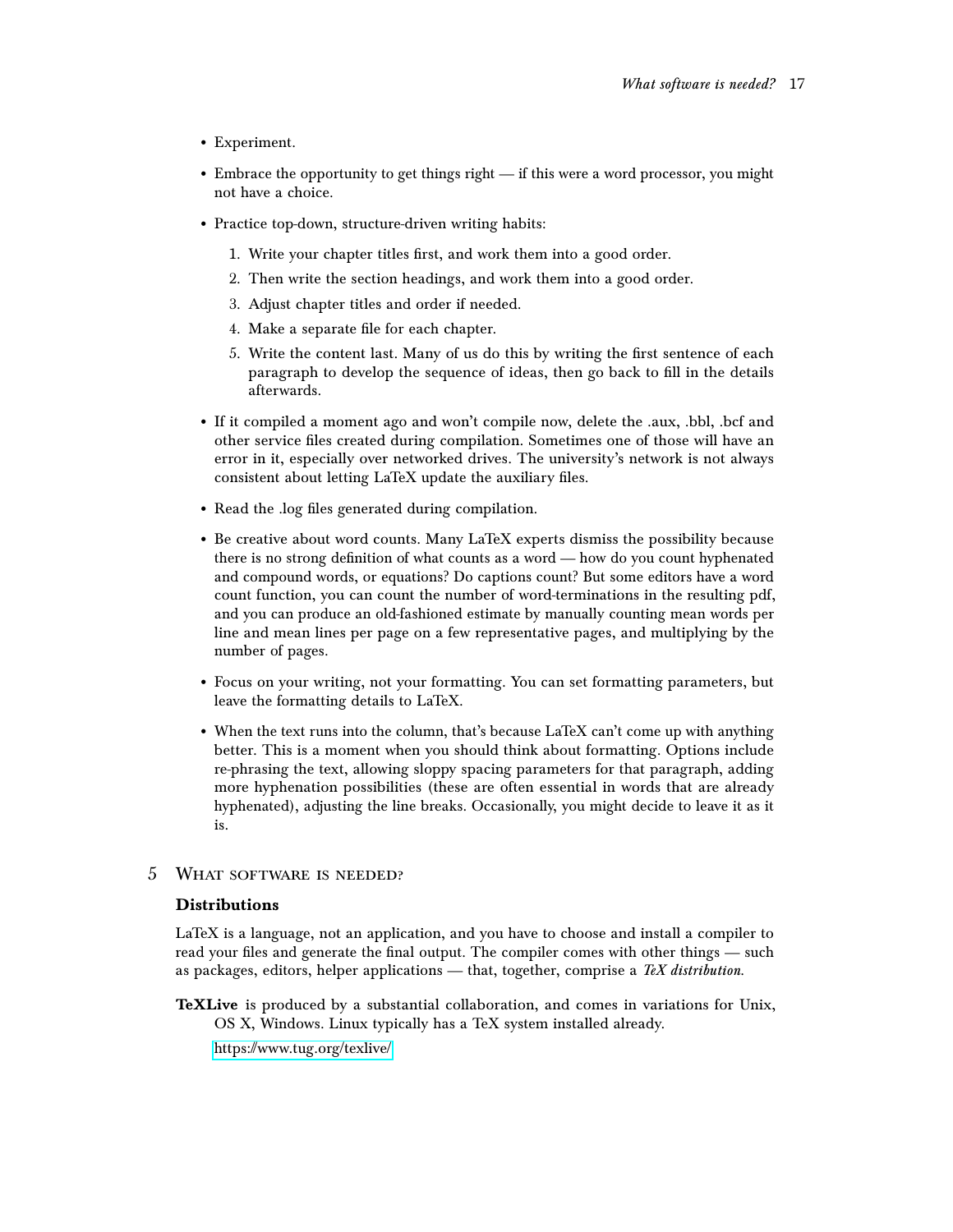- Experiment.
- Embrace the opportunity to get things right — if this were a word processor, you might not have a choice.
- Practice top-down, structure-driven writing habits:
  1. Write your chapter titles first, and work them into a good order.
  2. Then write the section headings, and work them into a good order.
  3. Adjust chapter titles and order if needed.
  4. Make a separate file for each chapter.
  5. Write the content last. Many of us do this by writing the first sentence of each paragraph to develop the sequence of ideas, then go back to fill in the details afterwards.
- If it compiled a moment ago and won't compile now, delete the .aux, .bbl, .bcf and other service files created during compilation. Sometimes one of those will have an error in it, especially over networked drives. The university's network is not always consistent about letting LaTeX update the auxiliary files.
- Read the .log files generated during compilation.
- Be creative about word counts. Many LaTeX experts dismiss the possibility because there is no strong definition of what counts as a word — how do you count hyphenated and compound words, or equations? Do captions count? But some editors have a word count function, you can count the number of word-terminations in the resulting pdf, and you can produce an old-fashioned estimate by manually counting mean words per line and mean lines per page on a few representative pages, and multiplying by the number of pages.
- Focus on your writing, not your formatting. You can set formatting parameters, but leave the formatting details to LaTeX.
- When the text runs into the column, that's because LaTeX can't come up with anything better. This is a moment when you should think about formatting. Options include re-phrasing the text, allowing sloppy spacing parameters for that paragraph, adding more hyphenation possibilities (these are often essential in words that are already hyphenated), adjusting the line breaks. Occasionally, you might decide to leave it as it is.

# 5 What software is needed?

### Distributions

LaTeX is a language, not an application, and you have to choose and install a compiler to read your files and generate the final output. The compiler comes with other things — such as packages, editors, helper applications — that, together, comprise a *TeX distribution*.

**TeXLive** is produced by a substantial collaboration, and comes in variations for Unix, OS X, Windows. Linux typically has a TeX system installed already.

https://www.tug.org/texlive/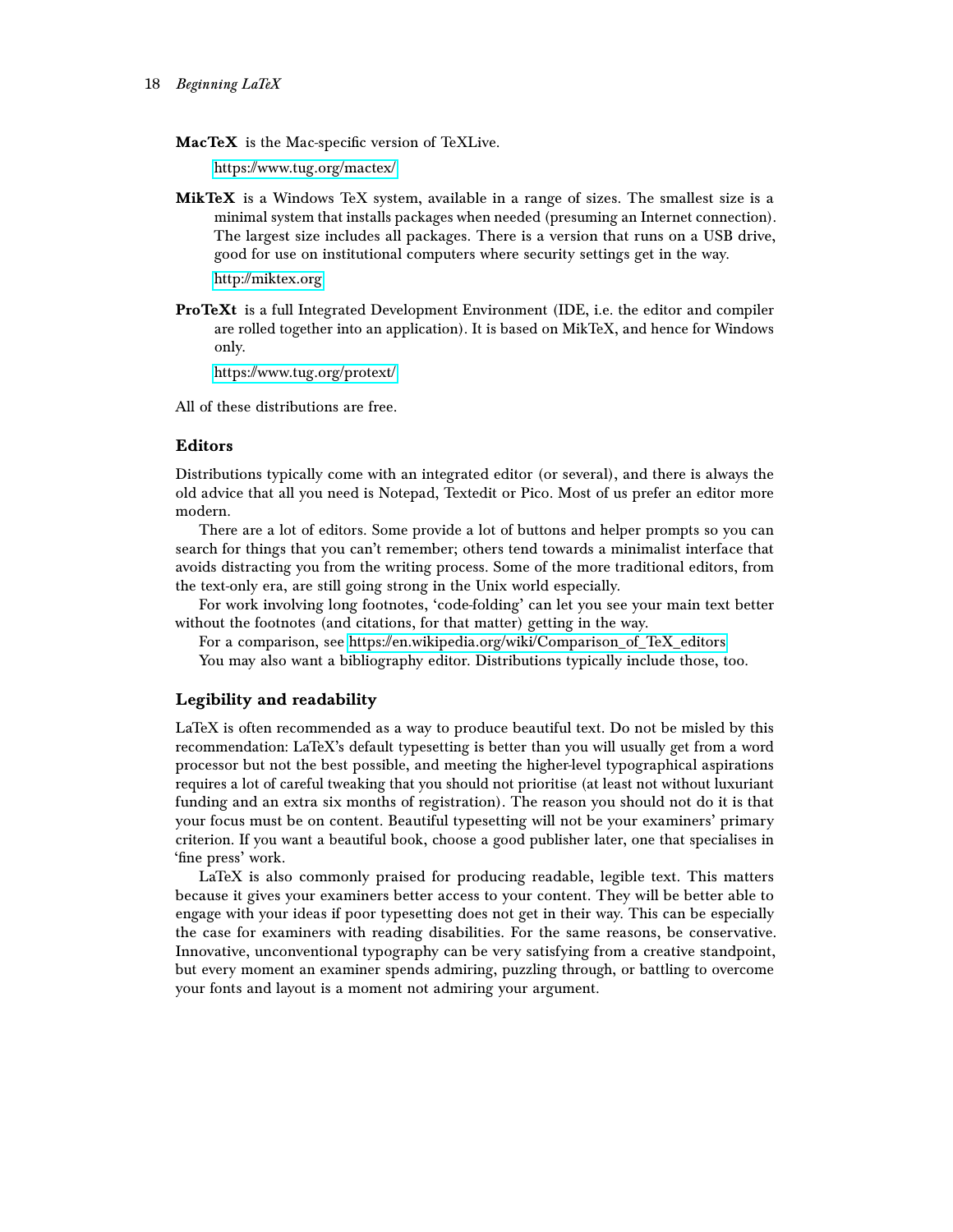**MacTeX** is the Mac-specific version of TeXLive.

https://www.tug.org/mactex/

**MikTeX** is a Windows TeX system, available in a range of sizes. The smallest size is a minimal system that installs packages when needed (presuming an Internet connection). The largest size includes all packages. There is a version that runs on a USB drive, good for use on institutional computers where security settings get in the way.

http://miktex.org

**ProTeXt** is a full Integrated Development Environment (IDE, i.e. the editor and compiler are rolled together into an application). It is based on MikTeX, and hence for Windows only.

https://www.tug.org/protext/

All of these distributions are free.

### Editors

Distributions typically come with an integrated editor (or several), and there is always the old advice that all you need is Notepad, Textedit or Pico. Most of us prefer an editor more modern.

There are a lot of editors. Some provide a lot of buttons and helper prompts so you can search for things that you can't remember; others tend towards a minimalist interface that avoids distracting you from the writing process. Some of the more traditional editors, from the text-only era, are still going strong in the Unix world especially.

For work involving long footnotes, 'code-folding' can let you see your main text better without the footnotes (and citations, for that matter) getting in the way.

For a comparison, see https://en.wikipedia.org/wiki/Comparison_of_TeX_editors

You may also want a bibliography editor. Distributions typically include those, too.

### Legibility and readability

LaTeX is often recommended as a way to produce beautiful text. Do not be misled by this recommendation: LaTeX's default typesetting is better than you will usually get from a word processor but not the best possible, and meeting the higher-level typographical aspirations requires a lot of careful tweaking that you should not prioritise (at least not without luxuriant funding and an extra six months of registration). The reason you should not do it is that your focus must be on content. Beautiful typesetting will not be your examiners' primary criterion. If you want a beautiful book, choose a good publisher later, one that specialises in 'fine press' work.

LaTeX is also commonly praised for producing readable, legible text. This matters because it gives your examiners better access to your content. They will be better able to engage with your ideas if poor typesetting does not get in their way. This can be especially the case for examiners with reading disabilities. For the same reasons, be conservative. Innovative, unconventional typography can be very satisfying from a creative standpoint, but every moment an examiner spends admiring, puzzling through, or battling to overcome your fonts and layout is a moment not admiring your argument.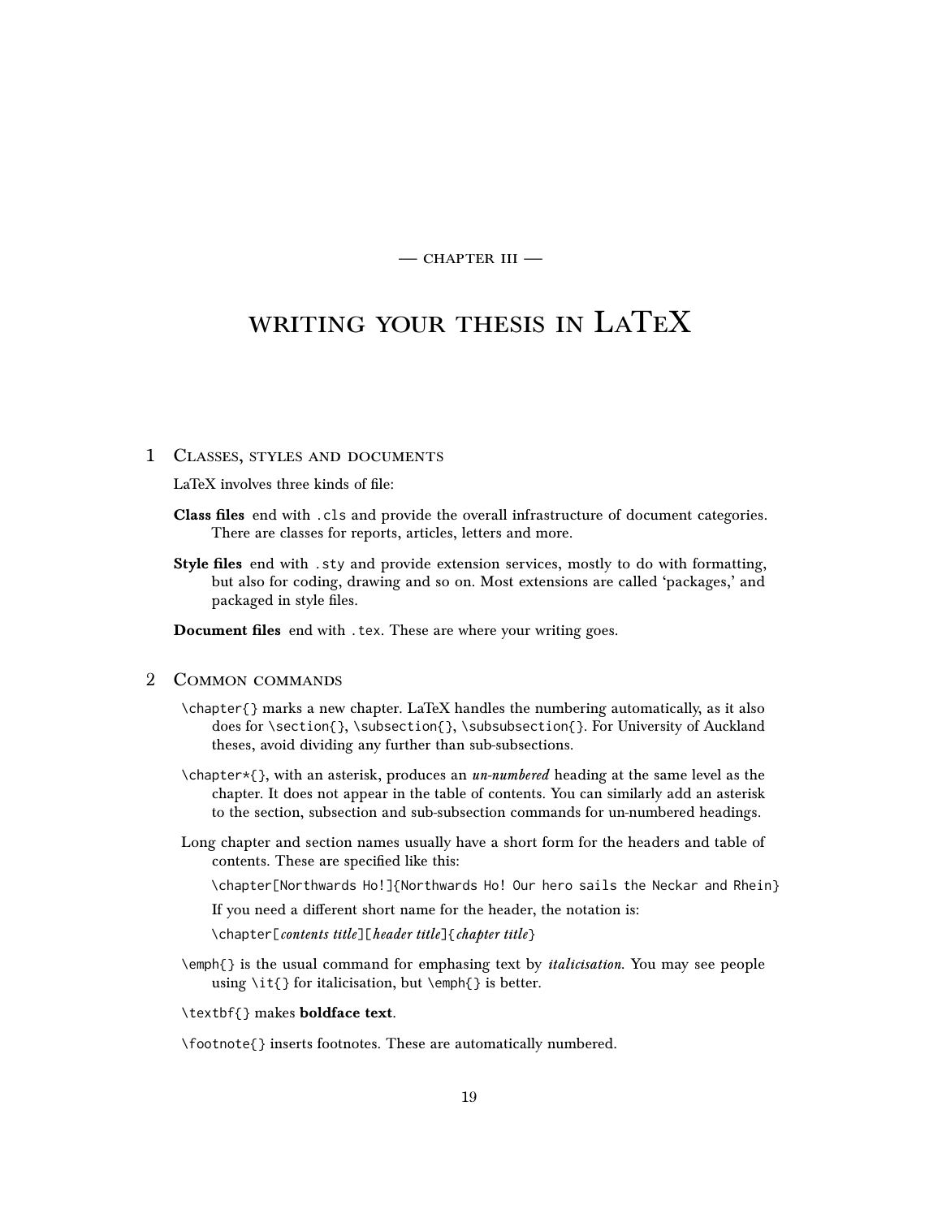— CHAPTER III —

# WRITING YOUR THESIS IN LaTeX

## 1 Classes, styles and documents

LaTeX involves three kinds of file:

**Class files** end with `.cls` and provide the overall infrastructure of document categories. There are classes for reports, articles, letters and more.

**Style files** end with `.sty` and provide extension services, mostly to do with formatting, but also for coding, drawing and so on. Most extensions are called 'packages,' and packaged in style files.

**Document files** end with `.tex`. These are where your writing goes.

## 2 Common commands

`\chapter{}` marks a new chapter. LaTeX handles the numbering automatically, as it also does for `\section{}`, `\subsection{}`, `\subsubsection{}`. For University of Auckland theses, avoid dividing any further than sub-subsections.

`\chapter*{}`, with an asterisk, produces an *un-numbered* heading at the same level as the chapter. It does not appear in the table of contents. You can similarly add an asterisk to the section, subsection and sub-subsection commands for un-numbered headings.

Long chapter and section names usually have a short form for the headers and table of contents. These are specified like this:

`\chapter[Northwards Ho!]{Northwards Ho! Our hero sails the Neckar and Rhein}`

If you need a different short name for the header, the notation is:

`\chapter[`*contents title*`][`*header title*`]{`*chapter title*`}`

`\emph{}` is the usual command for emphasing text by *italicisation*. You may see people using `\it{}` for italicisation, but `\emph{}` is better.

`\textbf{}` makes **boldface text**.

`\footnote{}` inserts footnotes. These are automatically numbered.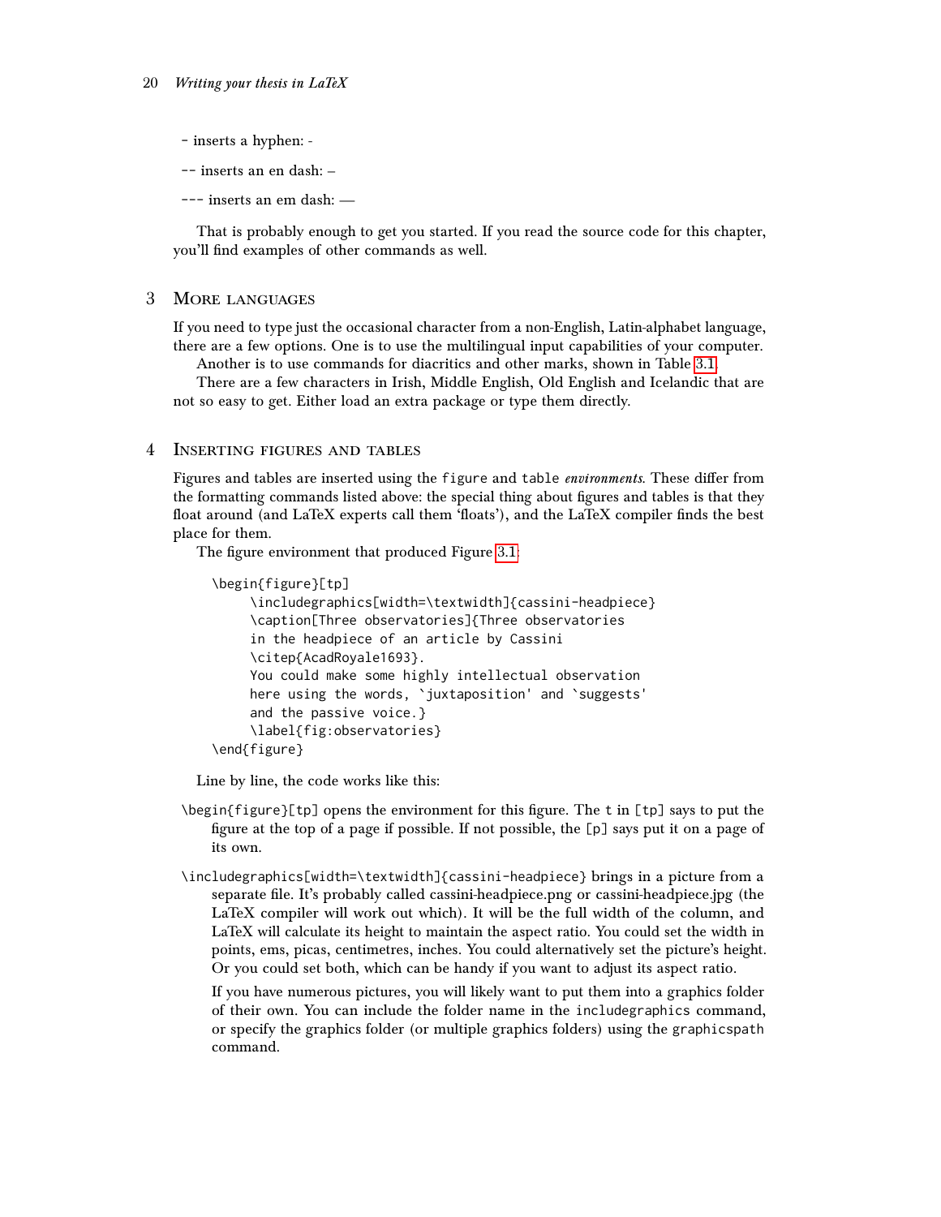`-` inserts a hyphen: -

`--` inserts an en dash: –

`---` inserts an em dash: —

That is probably enough to get you started. If you read the source code for this chapter, you'll find examples of other commands as well.

## 3 More languages

If you need to type just the occasional character from a non-English, Latin-alphabet language, there are a few options. One is to use the multilingual input capabilities of your computer.

Another is to use commands for diacritics and other marks, shown in Table 3.1.

There are a few characters in Irish, Middle English, Old English and Icelandic that are not so easy to get. Either load an extra package or type them directly.

## 4 Inserting figures and tables

Figures and tables are inserted using the `figure` and `table` *environments*. These differ from the formatting commands listed above: the special thing about figures and tables is that they float around (and LaTeX experts call them 'floats'), and the LaTeX compiler finds the best place for them.

The figure environment that produced Figure 3.1:

```
\begin{figure}[tp]
     \includegraphics[width=\textwidth]{cassini-headpiece}
     \caption[Three observatories]{Three observatories
     in the headpiece of an article by Cassini
     \citep{AcadRoyale1693}.
     You could make some highly intellectual observation
     here using the words, `juxtaposition' and `suggests'
     and the passive voice.}
     \label{fig:observatories}
\end{figure}
```

Line by line, the code works like this:

`\begin{figure}[tp]` opens the environment for this figure. The `t` in `[tp]` says to put the figure at the top of a page if possible. If not possible, the `[p]` says put it on a page of its own.

`\includegraphics[width=\textwidth]{cassini-headpiece}` brings in a picture from a separate file. It's probably called cassini-headpiece.png or cassini-headpiece.jpg (the LaTeX compiler will work out which). It will be the full width of the column, and LaTeX will calculate its height to maintain the aspect ratio. You could set the width in points, ems, picas, centimetres, inches. You could alternatively set the picture's height. Or you could set both, which can be handy if you want to adjust its aspect ratio.

If you have numerous pictures, you will likely want to put them into a graphics folder of their own. You can include the folder name in the `includegraphics` command, or specify the graphics folder (or multiple graphics folders) using the `graphicspath` command.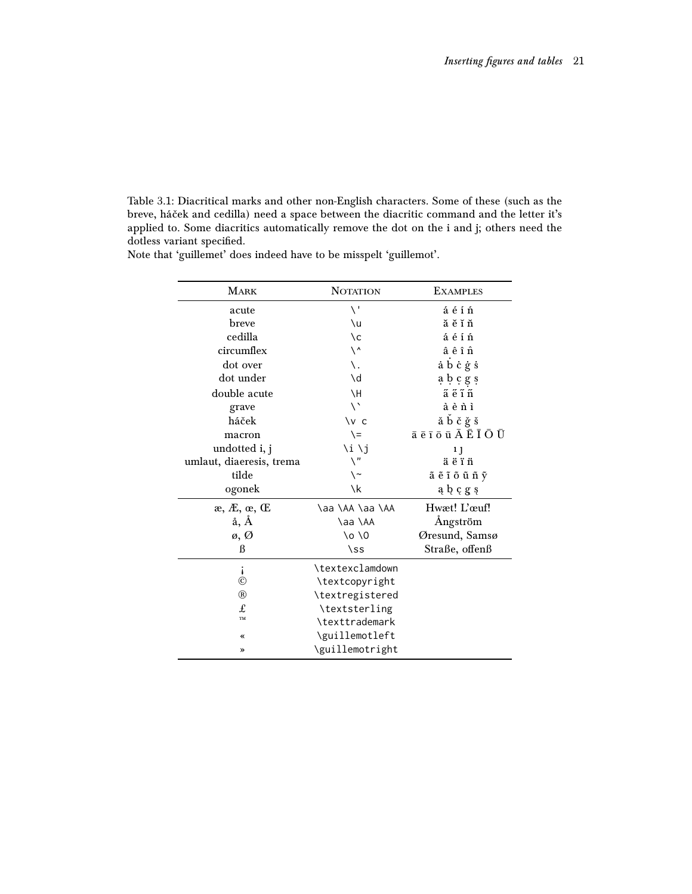Table 3.1: Diacritical marks and other non-English characters. Some of these (such as the breve, háček and cedilla) need a space between the diacritic command and the letter it's applied to. Some diacritics automatically remove the dot on the i and j; others need the dotless variant specified.
Note that 'guillemet' does indeed have to be misspelt 'guillemot'.

| MARK | NOTATION | EXAMPLES |
|---|---|---|
| acute | `\'` | á é í ń |
| breve | `\u` | ă ĕ ĭ n̆ |
| cedilla | `\c` | á é í ń |
| circumflex | `\^` | â ê î n̂ |
| dot over | `\.` | ȧ ḃ ċ ġ ṡ |
| dot under | `\d` | ạ ḅ c̣ g̣ ṣ |
| double acute | `\H` | a̋ e̋ i̋ ő |
| grave | `` \` `` | à è ǹ ì |
| háček | `\v c` | ǎ b̌ č ǧ š |
| macron | `\=` | ā ē ī ō ū Ā Ē Ī Ō Ū |
| undotted i, j | `\i \j` | ı ȷ |
| umlaut, diaeresis, trema | `\"` | ä ë ï n̈ |
| tilde | `\~` | ã ẽ ĩ õ ũ ñ ỹ |
| ogonek | `\k` | ą b̨ ç g̨ ş |
| æ, Æ, œ, Œ | `\aa \AA \aa \AA` | Hwæt! L'œuf! |
| å, Å | `\aa \AA` | Ångström |
| ø, Ø | `\o \O` | Øresund, Samsø |
| ß | `\ss` | Straße, offenß |
| ¡ | `\textexclamdown` | |
| © | `\textcopyright` | |
| ® | `\textregistered` | |
| £ | `\textsterling` | |
| ™ | `\texttrademark` | |
| « | `\guillemotleft` | |
| » | `\guillemotright` | |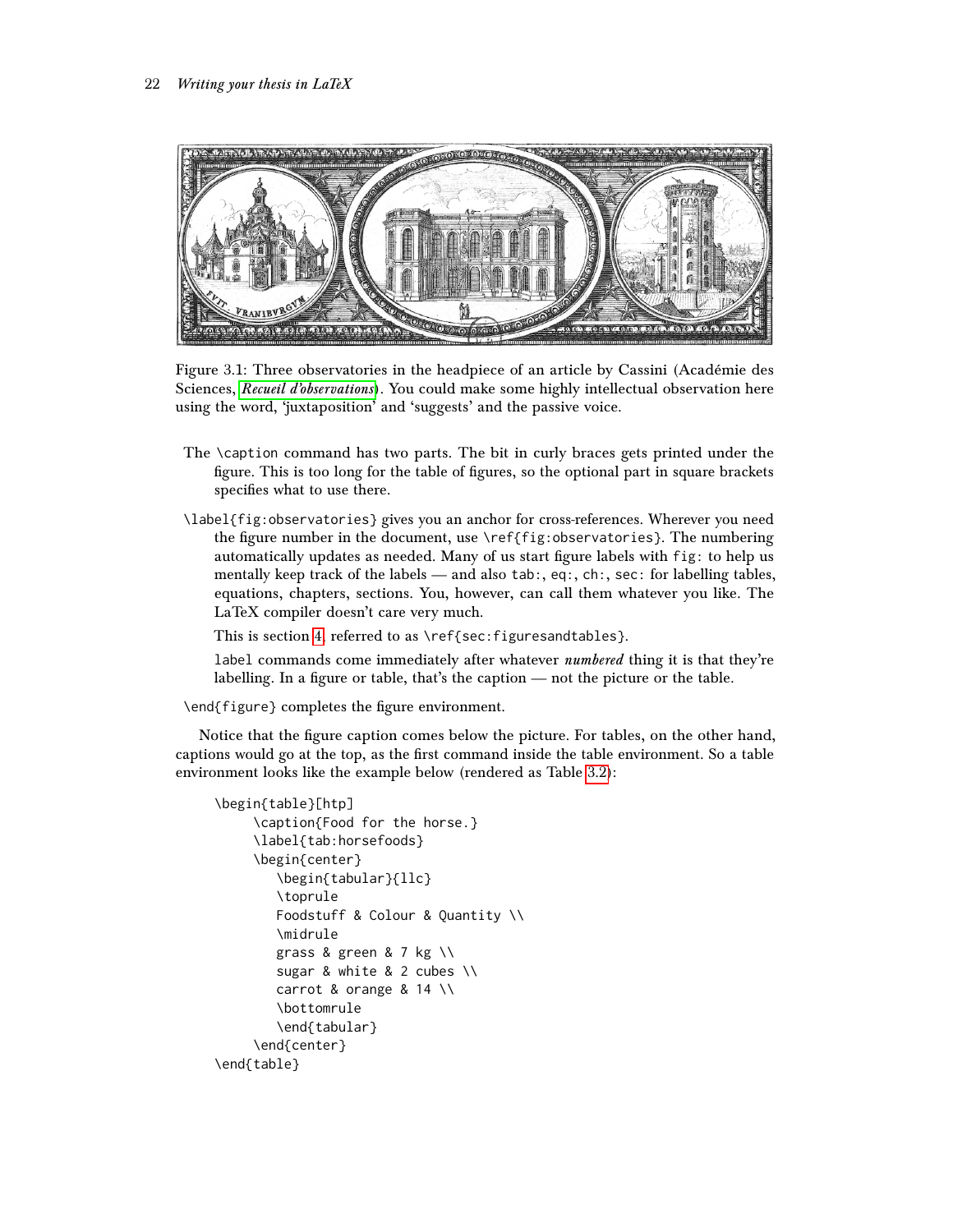Figure 3.1: Three observatories in the headpiece of an article by Cassini (Académie des Sciences, *Recueil d'observations*). You could make some highly intellectual observation here using the word, 'juxtaposition' and 'suggests' and the passive voice.

The `\caption` command has two parts. The bit in curly braces gets printed under the figure. This is too long for the table of figures, so the optional part in square brackets specifies what to use there.

`\label{fig:observatories}` gives you an anchor for cross-references. Wherever you need the figure number in the document, use `\ref{fig:observatories}`. The numbering automatically updates as needed. Many of us start figure labels with `fig:` to help us mentally keep track of the labels — and also `tab:`, `eq:`, `ch:`, `sec:` for labelling tables, equations, chapters, sections. You, however, can call them whatever you like. The LaTeX compiler doesn't care very much.

This is section 4, referred to as `\ref{sec:figuresandtables}`.

`label` commands come immediately after whatever ***numbered*** thing it is that they're labelling. In a figure or table, that's the caption — not the picture or the table.

`\end{figure}` completes the figure environment.

Notice that the figure caption comes below the picture. For tables, on the other hand, captions would go at the top, as the first command inside the table environment. So a table environment looks like the example below (rendered as Table 3.2):

```
\begin{table}[htp]
     \caption{Food for the horse.}
     \label{tab:horsefoods}
     \begin{center}
        \begin{tabular}{llc}
        \toprule
        Foodstuff & Colour & Quantity \\
        \midrule
        grass & green & 7 kg \\
        sugar & white & 2 cubes \\
        carrot & orange & 14 \\
        \bottomrule
        \end{tabular}
     \end{center}
\end{table}
```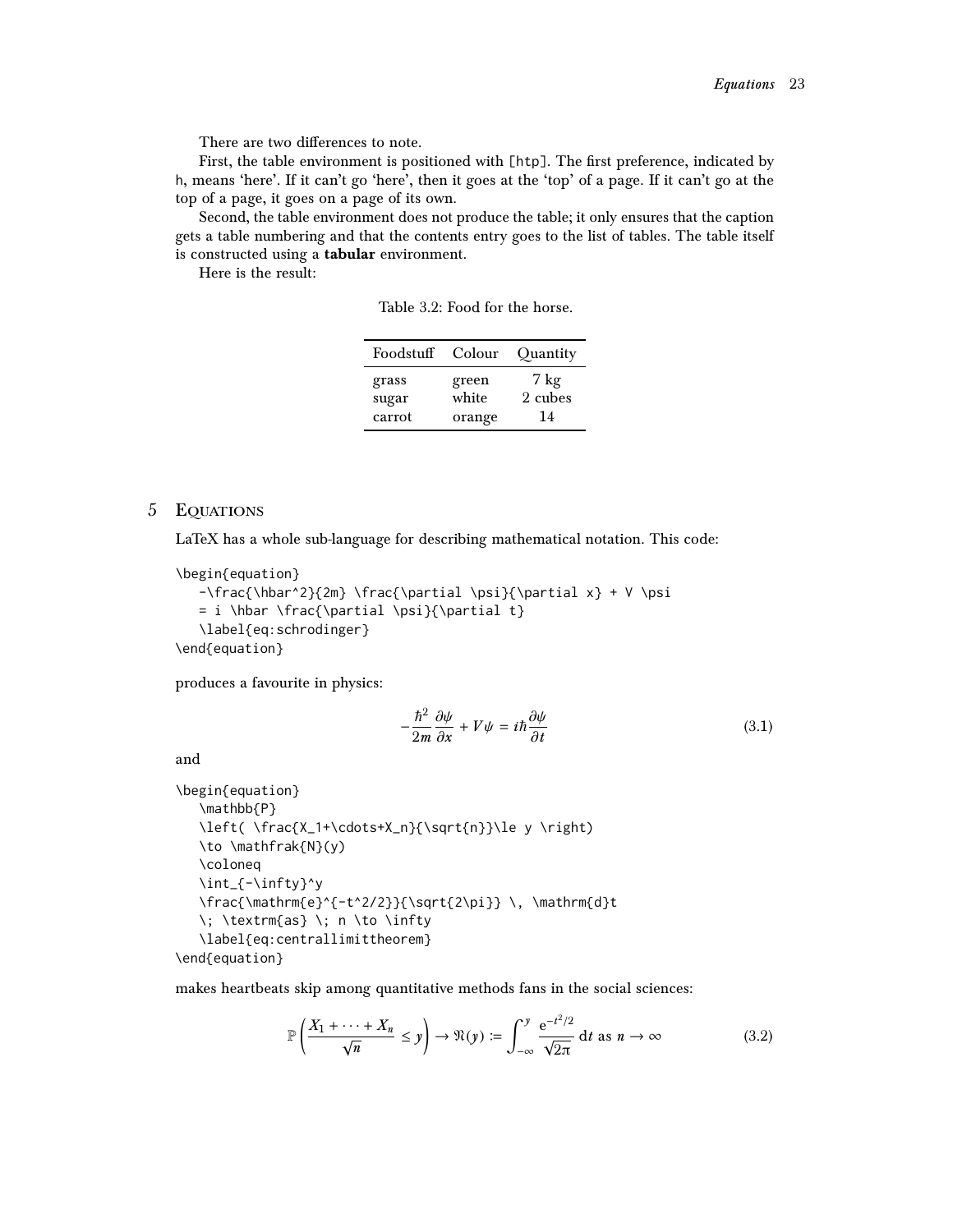There are two differences to note.

First, the table environment is positioned with `[htp]`. The first preference, indicated by `h`, means 'here'. If it can't go 'here', then it goes at the 'top' of a page. If it can't go at the top of a page, it goes on a page of its own.

Second, the table environment does not produce the table; it only ensures that the caption gets a table numbering and that the contents entry goes to the list of tables. The table itself is constructed using a **tabular** environment.

Here is the result:

Table 3.2: Food for the horse.

| Foodstuff | Colour | Quantity |
|---|---|---|
| grass | green | 7 kg |
| sugar | white | 2 cubes |
| carrot | orange | 14 |

## 5 Equations

LaTeX has a whole sub-language for describing mathematical notation. This code:

```
\begin{equation}
   -\frac{\hbar^2}{2m} \frac{\partial \psi}{\partial x} + V \psi
   = i \hbar \frac{\partial \psi}{\partial t}
   \label{eq:schrodinger}
\end{equation}
```

produces a favourite in physics:

$$-\frac{\hbar^2}{2m} \frac{\partial \psi}{\partial x} + V \psi = i \hbar \frac{\partial \psi}{\partial t} \tag{3.1}$$

and

```
\begin{equation}
   \mathbb{P}
   \left( \frac{X_1+\cdots+X_n}{\sqrt{n}}\le y \right)
   \to \mathfrak{N}(y)
   \coloneq
   \int_{-\infty}^y
   \frac{\mathrm{e}^{-t^2/2}}{\sqrt{2\pi}} \, \mathrm{d}t
   \; \textrm{as} \; n \to \infty
   \label{eq:centrallimittheorem}
\end{equation}
```

makes heartbeats skip among quantitative methods fans in the social sciences:

$$\mathbb{P}\left( \frac{X_1+\cdots+X_n}{\sqrt{n}}\le y \right) \to \mathfrak{N}(y) \coloneq \int_{-\infty}^y \frac{\mathrm{e}^{-t^2/2}}{\sqrt{2\pi}} \, \mathrm{d}t \; \textrm{as} \; n \to \infty \tag{3.2}$$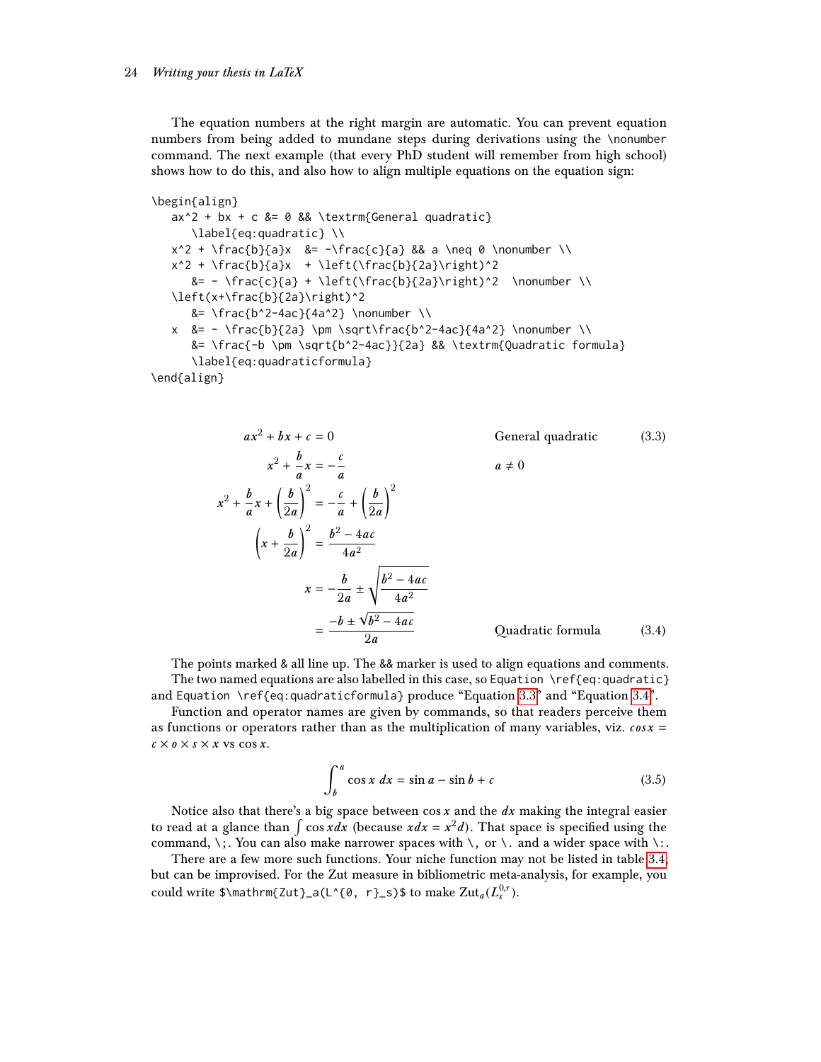The equation numbers at the right margin are automatic. You can prevent equation numbers from being added to mundane steps during derivations using the `\nonumber` command. The next example (that every PhD student will remember from high school) shows how to do this, and also how to align multiple equations on the equation sign:

```
\begin{align}
   ax^2 + bx + c &= 0 && \textrm{General quadratic}
      \label{eq:quadratic} \\
   x^2 + \frac{b}{a}x  &= -\frac{c}{a} && a \neq 0 \nonumber \\
   x^2 + \frac{b}{a}x  + \left(\frac{b}{2a}\right)^2
      &= - \frac{c}{a} + \left(\frac{b}{2a}\right)^2  \nonumber \\
   \left(x+\frac{b}{2a}\right)^2
      &= \frac{b^2-4ac}{4a^2} \nonumber \\
   x  &= - \frac{b}{2a} \pm \sqrt\frac{b^2-4ac}{4a^2} \nonumber \\
      &= \frac{-b \pm \sqrt{b^2-4ac}}{2a} && \textrm{Quadratic formula}
      \label{eq:quadraticformula}
\end{align}
```

$$
\begin{aligned}
ax^2 + bx + c &= 0 && \text{General quadratic} \qquad (3.3)\\
x^2 + \frac{b}{a}x &= -\frac{c}{a} && a \neq 0\\
x^2 + \frac{b}{a}x + \left(\frac{b}{2a}\right)^2 &= -\frac{c}{a} + \left(\frac{b}{2a}\right)^2 \\
\left(x+\frac{b}{2a}\right)^2 &= \frac{b^2-4ac}{4a^2} \\
x &= -\frac{b}{2a} \pm \sqrt{\frac{b^2-4ac}{4a^2}} \\
&= \frac{-b \pm \sqrt{b^2-4ac}}{2a} && \text{Quadratic formula} \qquad (3.4)
\end{aligned}
$$

The points marked & all line up. The && marker is used to align equations and comments.

The two named equations are also labelled in this case, so `Equation \ref{eq:quadratic}` and `Equation \ref{eq:quadraticformula}` produce "Equation 3.3" and "Equation 3.4".

Function and operator names are given by commands, so that readers perceive them as functions or operators rather than as the multiplication of many variables, viz. $cos x = c \times o \times s \times x$ vs $\cos x$.

$$\int_b^a \cos x \; dx = \sin a - \sin b + c \tag{3.5}$$

Notice also that there's a big space between $\cos x$ and the $dx$ making the integral easier to read at a glance than $\int \cos x dx$ (because $xdx = x^2d$). That space is specified using the command, `\;`. You can also make narrower spaces with `\,` or `\.` and a wider space with `\:`.

There are a few more such functions. Your niche function may not be listed in table 3.4, but can be improvised. For the Zut measure in bibliometric meta-analysis, for example, you could write `$\mathrm{Zut}_a(L^{0, r}_s)$` to make $\mathrm{Zut}_a(L^{0,r}_s)$.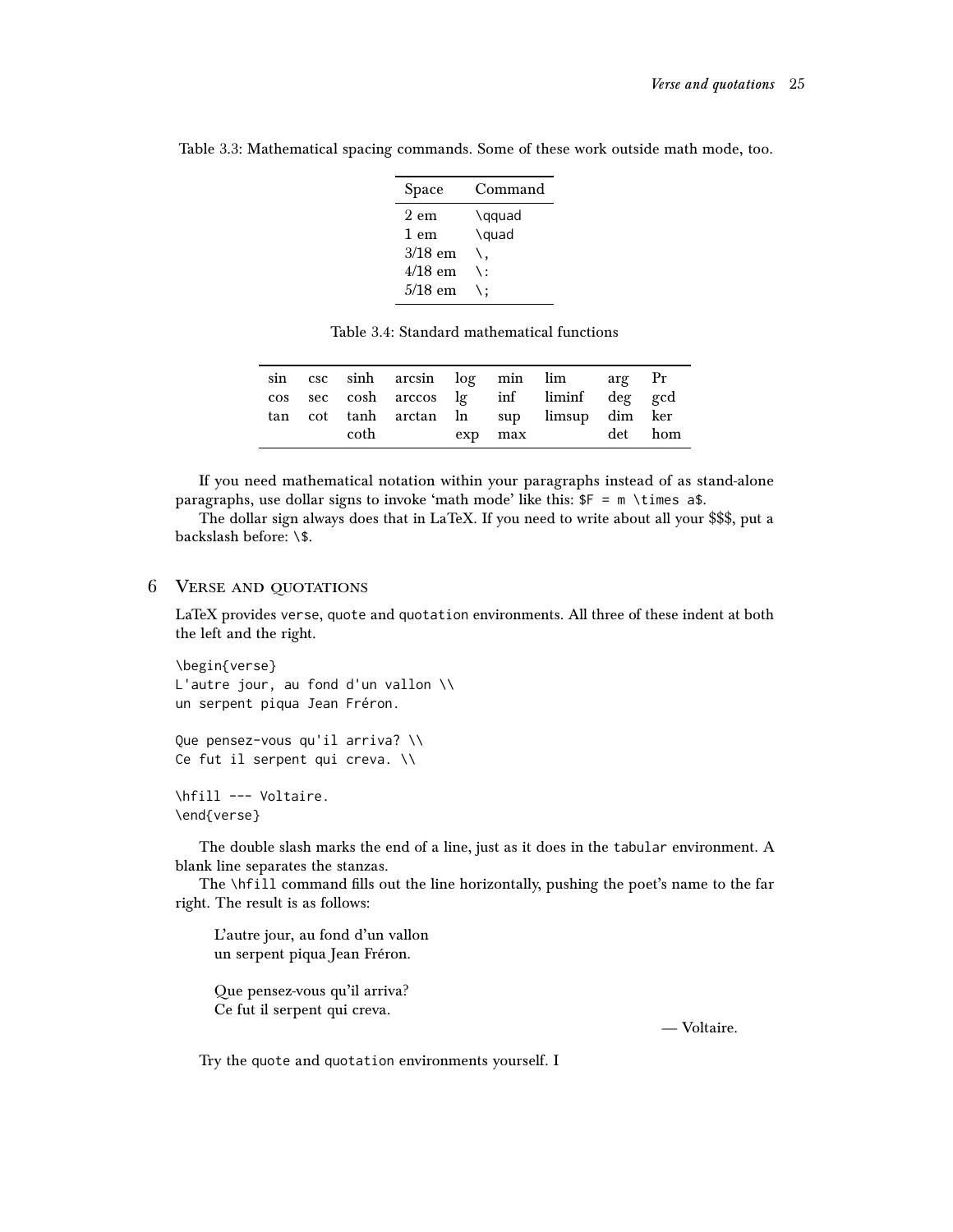Table 3.3: Mathematical spacing commands. Some of these work outside math mode, too.

| Space | Command |
|---|---|
| 2 em | `\qquad` |
| 1 em | `\quad` |
| 3/18 em | `\,` |
| 4/18 em | `\:` |
| 5/18 em | `\;` |

Table 3.4: Standard mathematical functions

| | | | | | | | | |
|---|---|---|---|---|---|---|---|---|
| sin | csc | sinh | arcsin | log | min | lim | arg | Pr |
| cos | sec | cosh | arccos | lg | inf | liminf | deg | gcd |
| tan | cot | tanh | arctan | ln | sup | limsup | dim | ker |
| | | coth | | exp | max | | det | hom |

If you need mathematical notation within your paragraphs instead of as stand-alone paragraphs, use dollar signs to invoke 'math mode' like this: `$F = m \times a$`.

The dollar sign always does that in LaTeX. If you need to write about all your $$$, put a backslash before: `\$`.

## 6 Verse and quotations

LaTeX provides `verse`, `quote` and `quotation` environments. All three of these indent at both the left and the right.

```
\begin{verse}
L'autre jour, au fond d'un vallon \\
un serpent piqua Jean Fréron.

Que pensez-vous qu'il arriva? \\
Ce fut il serpent qui creva. \\

\hfill --- Voltaire.
\end{verse}
```

The double slash marks the end of a line, just as it does in the `tabular` environment. A blank line separates the stanzas.

The `\hfill` command fills out the line horizontally, pushing the poet's name to the far right. The result is as follows:

> L'autre jour, au fond d'un vallon
> un serpent piqua Jean Fréron.
>
> Que pensez-vous qu'il arriva?
> Ce fut il serpent qui creva.
>
> — Voltaire.

Try the `quote` and `quotation` environments yourself. I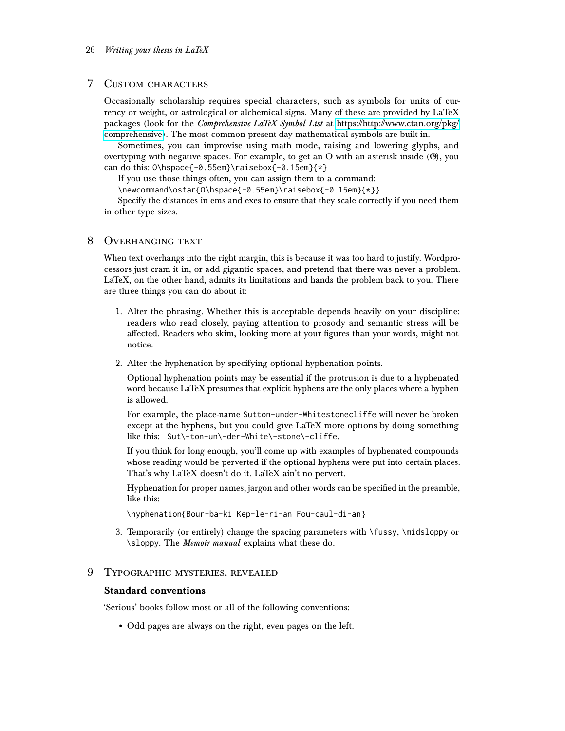# 7 Custom characters

Occasionally scholarship requires special characters, such as symbols for units of currency or weight, or astrological or alchemical signs. Many of these are provided by LaTeX packages (look for the *Comprehensive LaTeX Symbol List* at https://http://www.ctan.org/pkg/comprehensive). The most common present-day mathematical symbols are built-in.

Sometimes, you can improvise using math mode, raising and lowering glyphs, and overtyping with negative spaces. For example, to get an O with an asterisk inside (O*), you can do this: `O\hspace{-0.55em}\raisebox{-0.15em}{*}`

If you use those things often, you can assign them to a command:
`\newcommand\ostar{O\hspace{-0.55em}\raisebox{-0.15em}{*}}`

Specify the distances in ems and exes to ensure that they scale correctly if you need them in other type sizes.

# 8 Overhanging text

When text overhangs into the right margin, this is because it was too hard to justify. Wordprocessors just cram it in, or add gigantic spaces, and pretend that there was never a problem. LaTeX, on the other hand, admits its limitations and hands the problem back to you. There are three things you can do about it:

1. Alter the phrasing. Whether this is acceptable depends heavily on your discipline: readers who read closely, paying attention to prosody and semantic stress will be affected. Readers who skim, looking more at your figures than your words, might not notice.

2. Alter the hyphenation by specifying optional hyphenation points.

   Optional hyphenation points may be essential if the protrusion is due to a hyphenated word because LaTeX presumes that explicit hyphens are the only places where a hyphen is allowed.

   For example, the place-name `Sutton-under-Whitestonecliffe` will never be broken except at the hyphens, but you could give LaTeX more options by doing something like this: `Sut\-ton-un\-der-White\-stone\-cliffe`.

   If you think for long enough, you'll come up with examples of hyphenated compounds whose reading would be perverted if the optional hyphens were put into certain places. That's why LaTeX doesn't do it. LaTeX ain't no pervert.

   Hyphenation for proper names, jargon and other words can be specified in the preamble, like this:

   `\hyphenation{Bour-ba-ki Kep-le-ri-an Fou-caul-di-an}`

3. Temporarily (or entirely) change the spacing parameters with `\fussy`, `\midsloppy` or `\sloppy`. The *Memoir manual* explains what these do.

# 9 Typographic mysteries, revealed

## Standard conventions

'Serious' books follow most or all of the following conventions:

- Odd pages are always on the right, even pages on the left.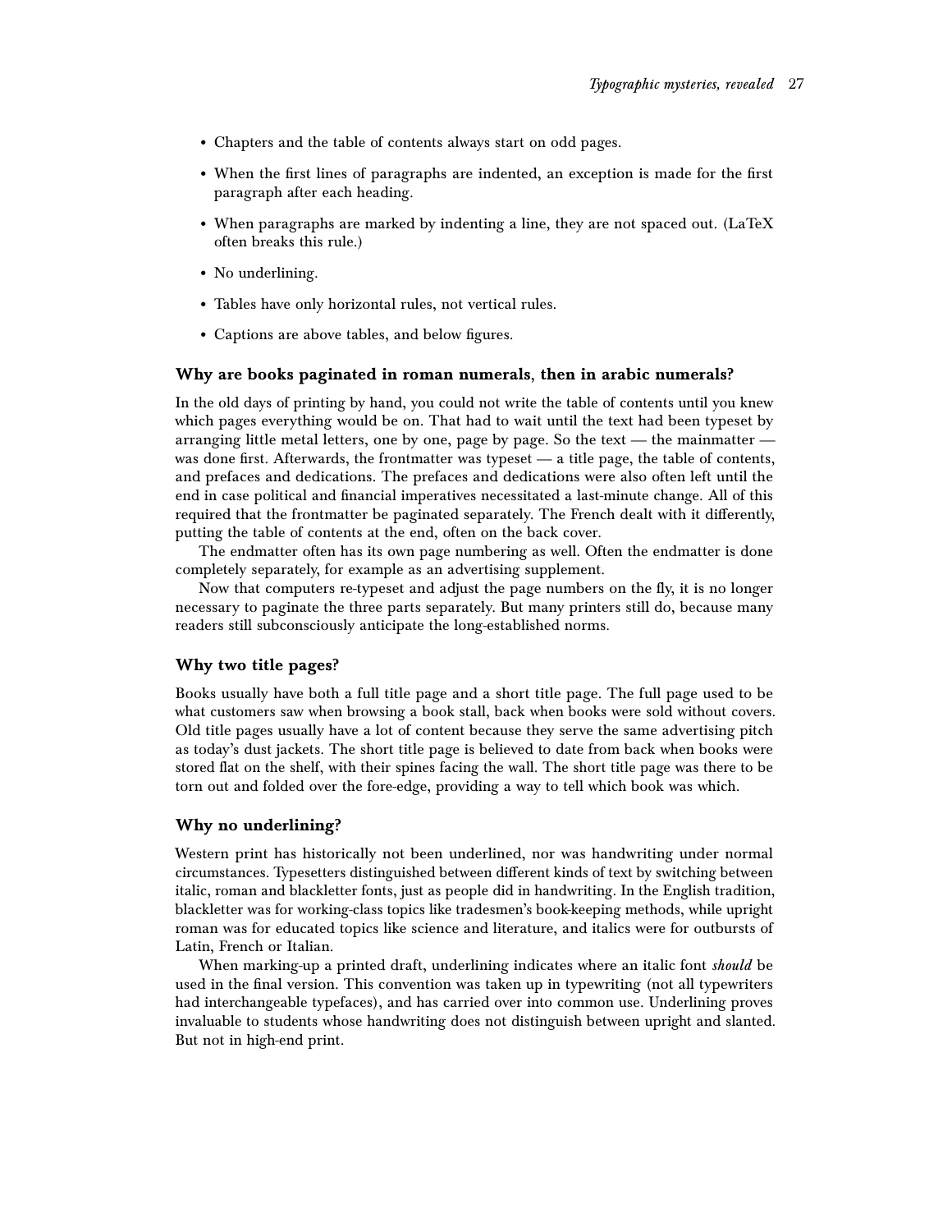- Chapters and the table of contents always start on odd pages.
- When the first lines of paragraphs are indented, an exception is made for the first paragraph after each heading.
- When paragraphs are marked by indenting a line, they are not spaced out. (LaTeX often breaks this rule.)
- No underlining.
- Tables have only horizontal rules, not vertical rules.
- Captions are above tables, and below figures.

### Why are books paginated in roman numerals, then in arabic numerals?

In the old days of printing by hand, you could not write the table of contents until you knew which pages everything would be on. That had to wait until the text had been typeset by arranging little metal letters, one by one, page by page. So the text — the mainmatter — was done first. Afterwards, the frontmatter was typeset — a title page, the table of contents, and prefaces and dedications. The prefaces and dedications were also often left until the end in case political and financial imperatives necessitated a last-minute change. All of this required that the frontmatter be paginated separately. The French dealt with it differently, putting the table of contents at the end, often on the back cover.

The endmatter often has its own page numbering as well. Often the endmatter is done completely separately, for example as an advertising supplement.

Now that computers re-typeset and adjust the page numbers on the fly, it is no longer necessary to paginate the three parts separately. But many printers still do, because many readers still subconsciously anticipate the long-established norms.

### Why two title pages?

Books usually have both a full title page and a short title page. The full page used to be what customers saw when browsing a book stall, back when books were sold without covers. Old title pages usually have a lot of content because they serve the same advertising pitch as today's dust jackets. The short title page is believed to date from back when books were stored flat on the shelf, with their spines facing the wall. The short title page was there to be torn out and folded over the fore-edge, providing a way to tell which book was which.

### Why no underlining?

Western print has historically not been underlined, nor was handwriting under normal circumstances. Typesetters distinguished between different kinds of text by switching between italic, roman and blackletter fonts, just as people did in handwriting. In the English tradition, blackletter was for working-class topics like tradesmen's book-keeping methods, while upright roman was for educated topics like science and literature, and italics were for outbursts of Latin, French or Italian.

When marking-up a printed draft, underlining indicates where an italic font *should* be used in the final version. This convention was taken up in typewriting (not all typewriters had interchangeable typefaces), and has carried over into common use. Underlining proves invaluable to students whose handwriting does not distinguish between upright and slanted. But not in high-end print.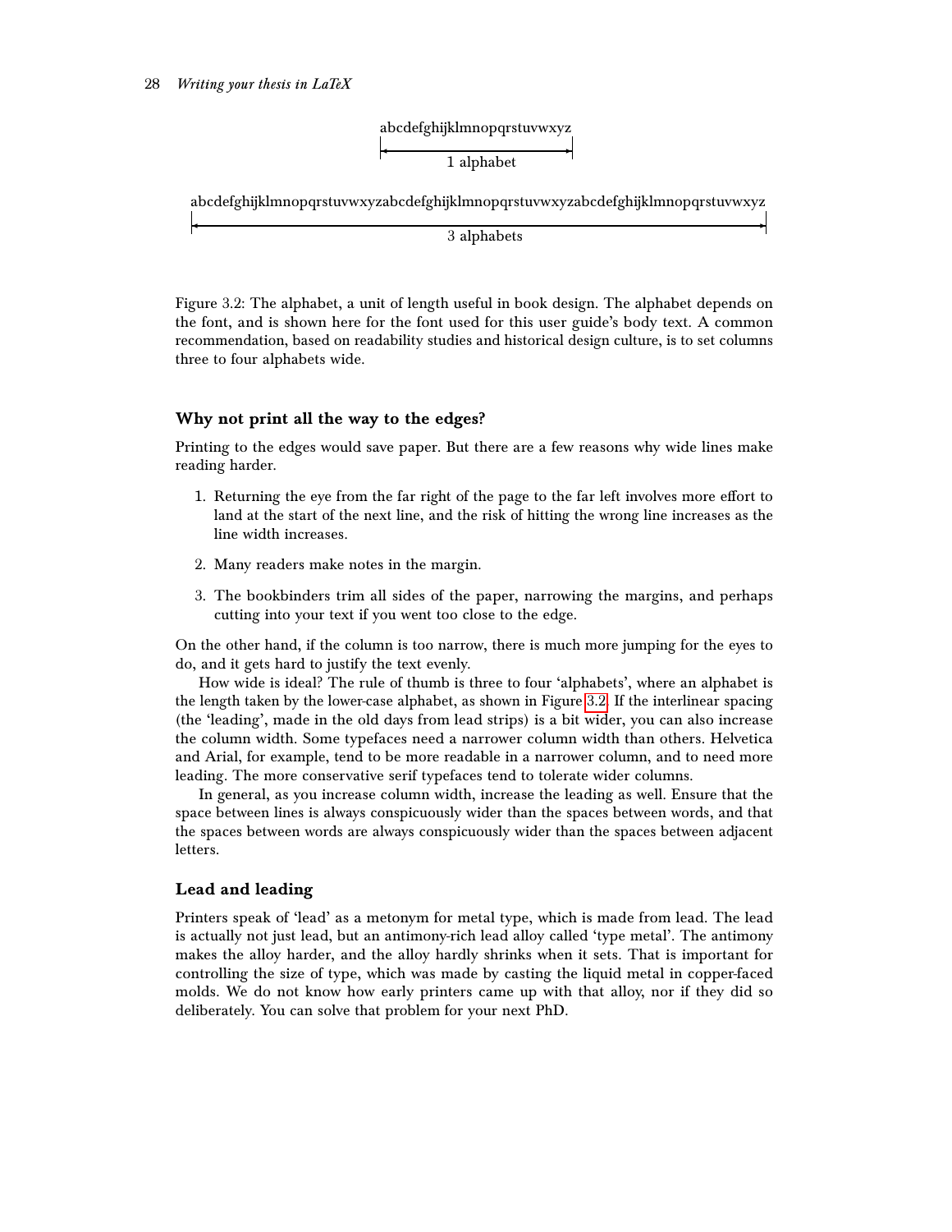abcdefghijklmnopqrstuvwxyz

1 alphabet

abcdefghijklmnopqrstuvwxyzabcdefghijklmnopqrstuvwxyzabcdefghijklmnopqrstuvwxyz

3 alphabets

Figure 3.2: The alphabet, a unit of length useful in book design. The alphabet depends on the font, and is shown here for the font used for this user guide's body text. A common recommendation, based on readability studies and historical design culture, is to set columns three to four alphabets wide.

### Why not print all the way to the edges?

Printing to the edges would save paper. But there are a few reasons why wide lines make reading harder.

1. Returning the eye from the far right of the page to the far left involves more effort to land at the start of the next line, and the risk of hitting the wrong line increases as the line width increases.
2. Many readers make notes in the margin.
3. The bookbinders trim all sides of the paper, narrowing the margins, and perhaps cutting into your text if you went too close to the edge.

On the other hand, if the column is too narrow, there is much more jumping for the eyes to do, and it gets hard to justify the text evenly.

How wide is ideal? The rule of thumb is three to four 'alphabets', where an alphabet is the length taken by the lower-case alphabet, as shown in Figure 3.2. If the interlinear spacing (the 'leading', made in the old days from lead strips) is a bit wider, you can also increase the column width. Some typefaces need a narrower column width than others. Helvetica and Arial, for example, tend to be more readable in a narrower column, and to need more leading. The more conservative serif typefaces tend to tolerate wider columns.

In general, as you increase column width, increase the leading as well. Ensure that the space between lines is always conspicuously wider than the spaces between words, and that the spaces between words are always conspicuously wider than the spaces between adjacent letters.

### Lead and leading

Printers speak of 'lead' as a metonym for metal type, which is made from lead. The lead is actually not just lead, but an antimony-rich lead alloy called 'type metal'. The antimony makes the alloy harder, and the alloy hardly shrinks when it sets. That is important for controlling the size of type, which was made by casting the liquid metal in copper-faced molds. We do not know how early printers came up with that alloy, nor if they did so deliberately. You can solve that problem for your next PhD.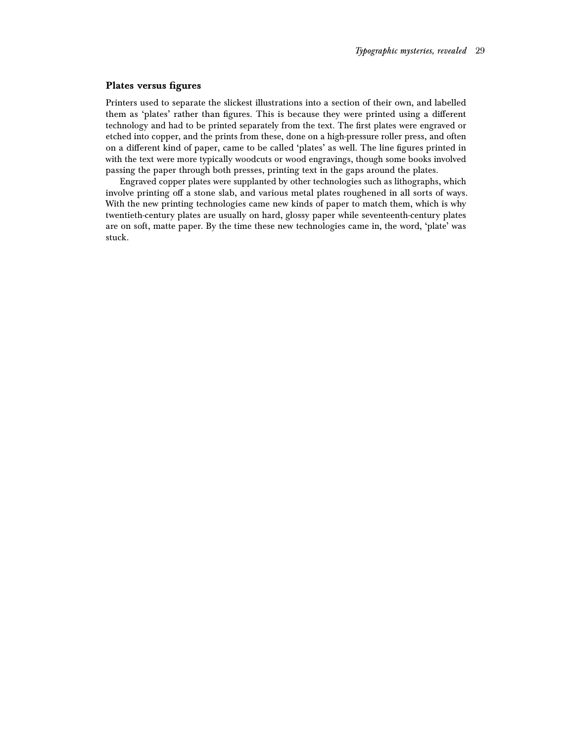## Plates versus figures

Printers used to separate the slickest illustrations into a section of their own, and labelled them as ‘plates’ rather than figures. This is because they were printed using a different technology and had to be printed separately from the text. The first plates were engraved or etched into copper, and the prints from these, done on a high-pressure roller press, and often on a different kind of paper, came to be called ‘plates’ as well. The line figures printed in with the text were more typically woodcuts or wood engravings, though some books involved passing the paper through both presses, printing text in the gaps around the plates.

Engraved copper plates were supplanted by other technologies such as lithographs, which involve printing off a stone slab, and various metal plates roughened in all sorts of ways. With the new printing technologies came new kinds of paper to match them, which is why twentieth-century plates are usually on hard, glossy paper while seventeenth-century plates are on soft, matte paper. By the time these new technologies came in, the word, ‘plate’ was stuck.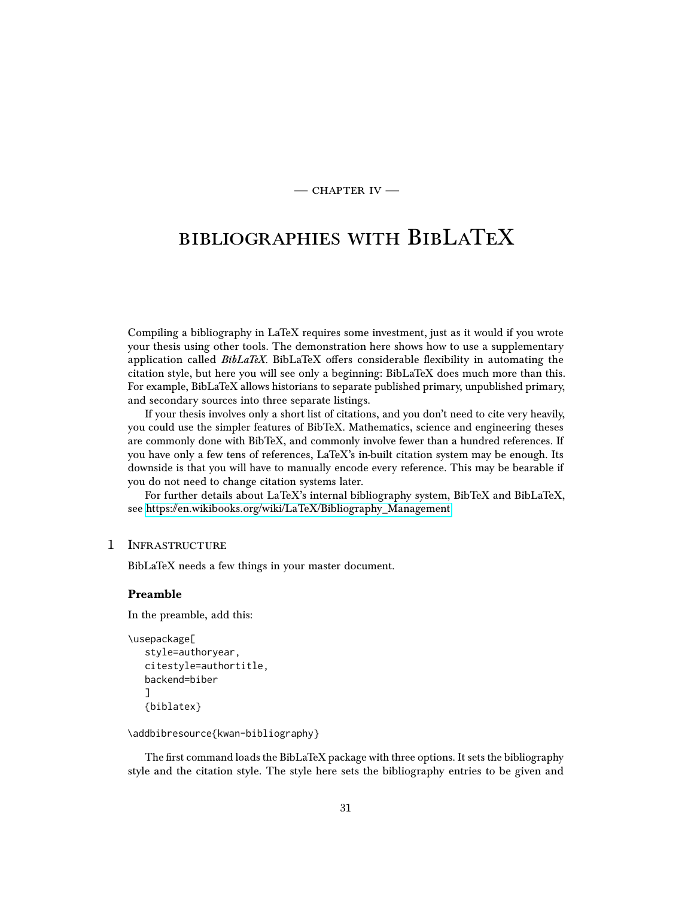— CHAPTER IV —

# BIBLIOGRAPHIES WITH BIBLATEX

Compiling a bibliography in LaTeX requires some investment, just as it would if you wrote your thesis using other tools. The demonstration here shows how to use a supplementary application called ***BibLaTeX***. BibLaTeX offers considerable flexibility in automating the citation style, but here you will see only a beginning: BibLaTeX does much more than this. For example, BibLaTeX allows historians to separate published primary, unpublished primary, and secondary sources into three separate listings.

If your thesis involves only a short list of citations, and you don't need to cite very heavily, you could use the simpler features of BibTeX. Mathematics, science and engineering theses are commonly done with BibTeX, and commonly involve fewer than a hundred references. If you have only a few tens of references, LaTeX's in-built citation system may be enough. Its downside is that you will have to manually encode every reference. This may be bearable if you do not need to change citation systems later.

For further details about LaTeX's internal bibliography system, BibTeX and BibLaTeX, see https://en.wikibooks.org/wiki/LaTeX/Bibliography_Management

## 1 Infrastructure

BibLaTeX needs a few things in your master document.

### Preamble

In the preamble, add this:

```
\usepackage[
   style=authoryear,
   citestyle=authortitle,
   backend=biber
   ]
   {biblatex}

\addbibresource{kwan-bibliography}
```

The first command loads the BibLaTeX package with three options. It sets the bibliography style and the citation style. The style here sets the bibliography entries to be given and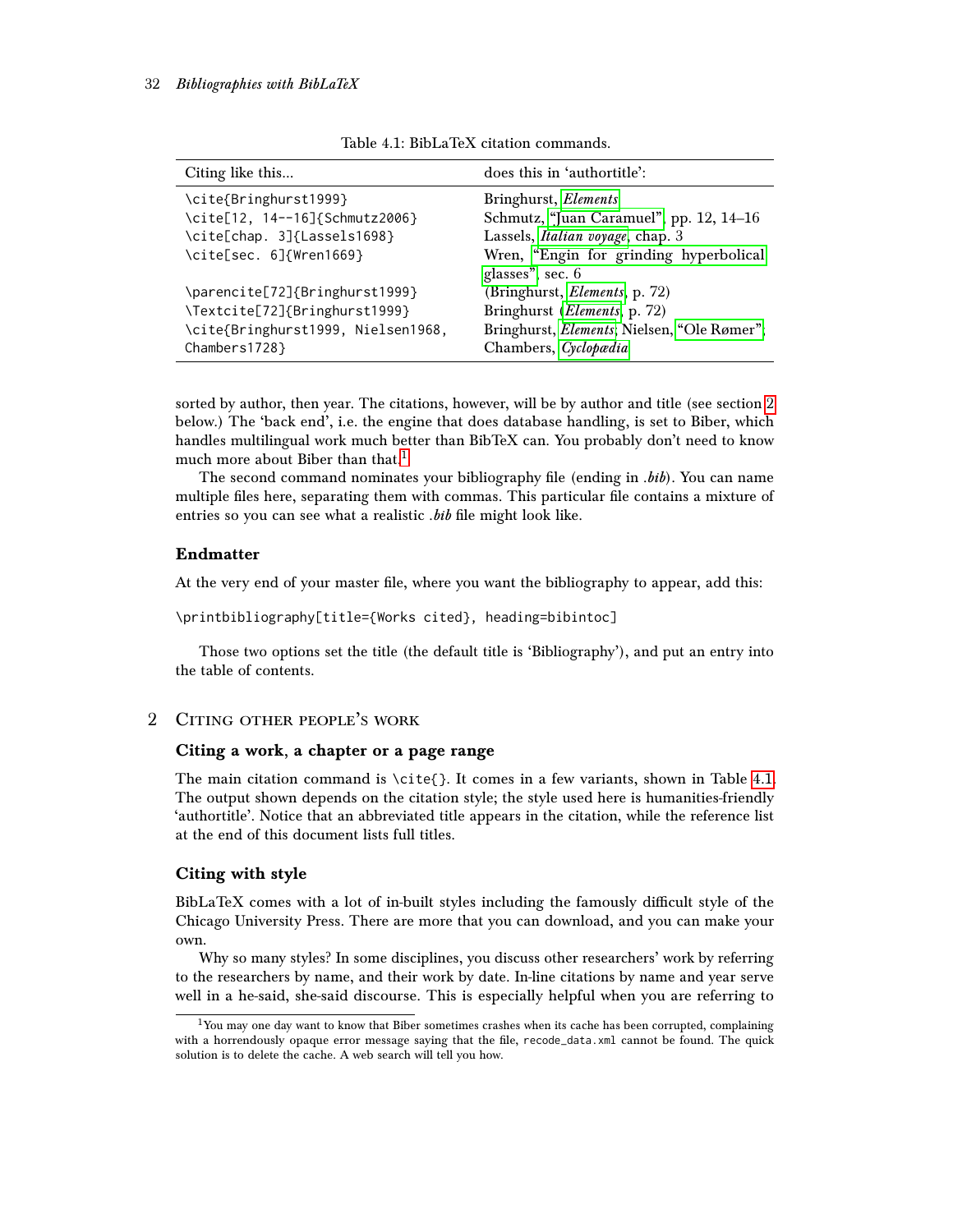Table 4.1: BibLaTeX citation commands.

| Citing like this... | does this in 'authortitle': |
|---|---|
| `\cite{Bringhurst1999}` | Bringhurst, *Elements* |
| `\cite[12, 14--16]{Schmutz2006}` | Schmutz, "Juan Caramuel", pp. 12, 14–16 |
| `\cite[chap. 3]{Lassels1698}` | Lassels, *Italian voyage*, chap. 3 |
| `\cite[sec. 6]{Wren1669}` | Wren, "Engin for grinding hyperbolical glasses", sec. 6 |
| `\parencite[72]{Bringhurst1999}` | (Bringhurst, *Elements*, p. 72) |
| `\Textcite[72]{Bringhurst1999}` | Bringhurst (*Elements*, p. 72) |
| `\cite{Bringhurst1999, Nielsen1968, Chambers1728}` | Bringhurst, *Elements*; Nielsen, "Ole Rømer"; Chambers, *Cyclopædia* |

sorted by author, then year. The citations, however, will be by author and title (see section 2 below.) The 'back end', i.e. the engine that does database handling, is set to Biber, which handles multilingual work much better than BibTeX can. You probably don't need to know much more about Biber than that.[1]

The second command nominates your bibliography file (ending in *.bib*). You can name multiple files here, separating them with commas. This particular file contains a mixture of entries so you can see what a realistic *.bib* file might look like.

### Endmatter

At the very end of your master file, where you want the bibliography to appear, add this:

```
\printbibliography[title={Works cited}, heading=bibintoc]
```

Those two options set the title (the default title is 'Bibliography'), and put an entry into the table of contents.

## 2 Citing other people's work

### Citing a work, a chapter or a page range

The main citation command is `\cite{}`. It comes in a few variants, shown in Table 4.1. The output shown depends on the citation style; the style used here is humanities-friendly 'authortitle'. Notice that an abbreviated title appears in the citation, while the reference list at the end of this document lists full titles.

### Citing with style

BibLaTeX comes with a lot of in-built styles including the famously difficult style of the Chicago University Press. There are more that you can download, and you can make your own.

Why so many styles? In some disciplines, you discuss other researchers' work by referring to the researchers by name, and their work by date. In-line citations by name and year serve well in a he-said, she-said discourse. This is especially helpful when you are referring to

[1] You may one day want to know that Biber sometimes crashes when its cache has been corrupted, complaining with a horrendously opaque error message saying that the file, `recode_data.xml` cannot be found. The quick solution is to delete the cache. A web search will tell you how.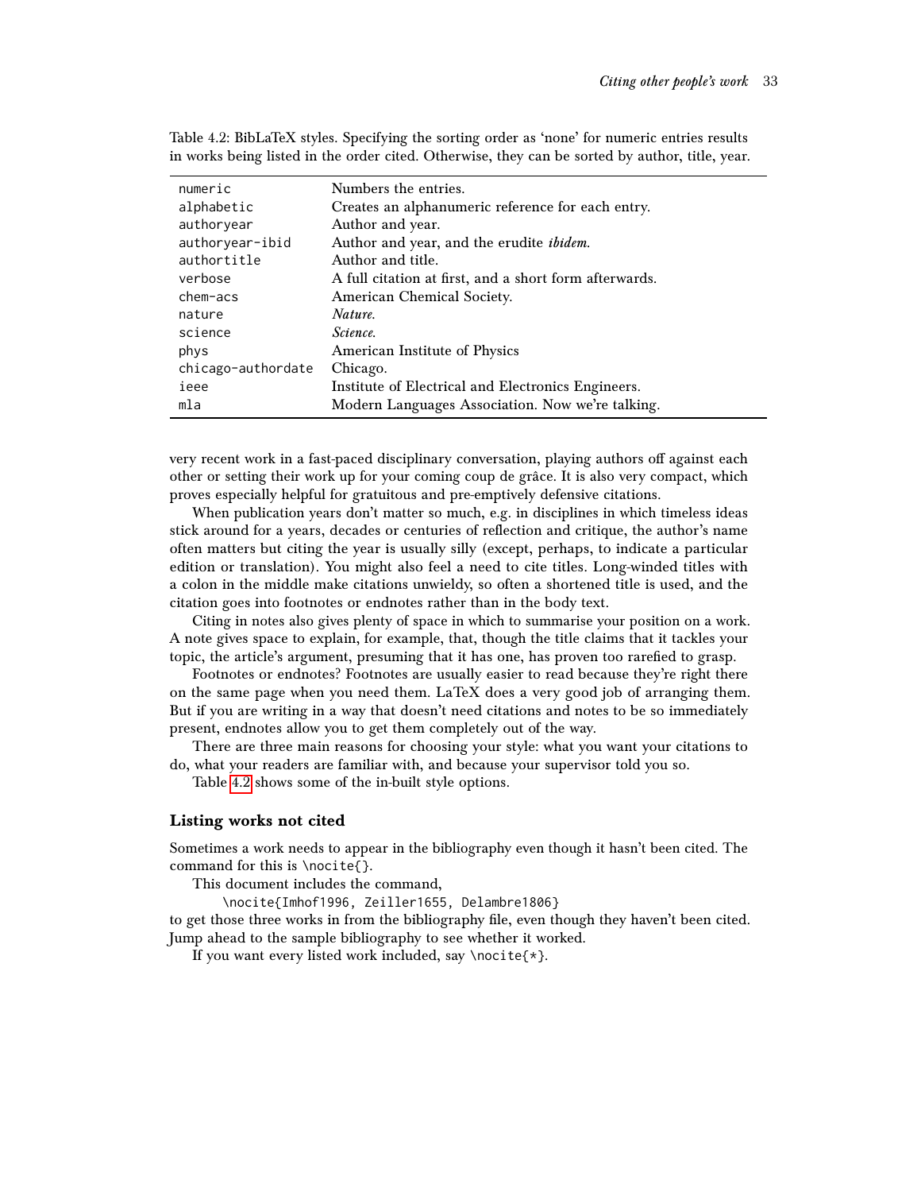Table 4.2: BibLaTeX styles. Specifying the sorting order as 'none' for numeric entries results in works being listed in the order cited. Otherwise, they can be sorted by author, title, year.

| | |
|---|---|
| `numeric` | Numbers the entries. |
| `alphabetic` | Creates an alphanumeric reference for each entry. |
| `authoryear` | Author and year. |
| `authoryear-ibid` | Author and year, and the erudite *ibidem*. |
| `authortitle` | Author and title. |
| `verbose` | A full citation at first, and a short form afterwards. |
| `chem-acs` | American Chemical Society. |
| `nature` | *Nature*. |
| `science` | *Science*. |
| `phys` | American Institute of Physics |
| `chicago-authordate` | Chicago. |
| `ieee` | Institute of Electrical and Electronics Engineers. |
| `mla` | Modern Languages Association. Now we're talking. |

very recent work in a fast-paced disciplinary conversation, playing authors off against each other or setting their work up for your coming coup de grâce. It is also very compact, which proves especially helpful for gratuitous and pre-emptively defensive citations.

When publication years don't matter so much, e.g. in disciplines in which timeless ideas stick around for a years, decades or centuries of reflection and critique, the author's name often matters but citing the year is usually silly (except, perhaps, to indicate a particular edition or translation). You might also feel a need to cite titles. Long-winded titles with a colon in the middle make citations unwieldy, so often a shortened title is used, and the citation goes into footnotes or endnotes rather than in the body text.

Citing in notes also gives plenty of space in which to summarise your position on a work. A note gives space to explain, for example, that, though the title claims that it tackles your topic, the article's argument, presuming that it has one, has proven too rarefied to grasp.

Footnotes or endnotes? Footnotes are usually easier to read because they're right there on the same page when you need them. LaTeX does a very good job of arranging them. But if you are writing in a way that doesn't need citations and notes to be so immediately present, endnotes allow you to get them completely out of the way.

There are three main reasons for choosing your style: what you want your citations to do, what your readers are familiar with, and because your supervisor told you so.

Table 4.2 shows some of the in-built style options.

### Listing works not cited

Sometimes a work needs to appear in the bibliography even though it hasn't been cited. The command for this is `\nocite{}`.

This document includes the command,

```
\nocite{Imhof1996, Zeiller1655, Delambre1806}
```

to get those three works in from the bibliography file, even though they haven't been cited. Jump ahead to the sample bibliography to see whether it worked.

If you want every listed work included, say `\nocite{*}`.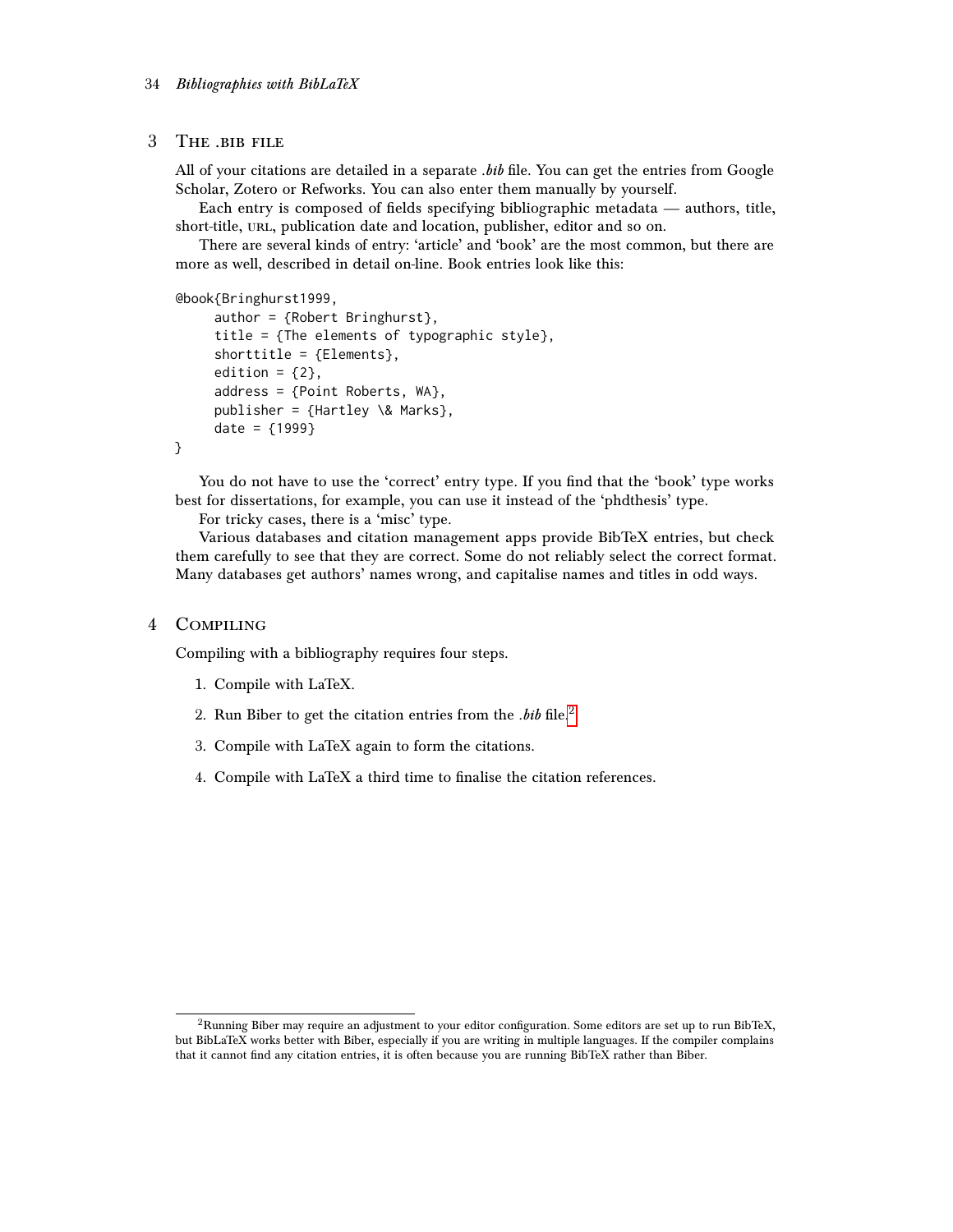## 3 The .bib file

All of your citations are detailed in a separate *.bib* file. You can get the entries from Google Scholar, Zotero or Refworks. You can also enter them manually by yourself.

Each entry is composed of fields specifying bibliographic metadata — authors, title, short-title, URL, publication date and location, publisher, editor and so on.

There are several kinds of entry: 'article' and 'book' are the most common, but there are more as well, described in detail on-line. Book entries look like this:

```
@book{Bringhurst1999,
     author = {Robert Bringhurst},
     title = {The elements of typographic style},
     shorttitle = {Elements},
     edition = {2},
     address = {Point Roberts, WA},
     publisher = {Hartley \& Marks},
     date = {1999}
}
```

You do not have to use the 'correct' entry type. If you find that the 'book' type works best for dissertations, for example, you can use it instead of the 'phdthesis' type.

For tricky cases, there is a 'misc' type.

Various databases and citation management apps provide BibTeX entries, but check them carefully to see that they are correct. Some do not reliably select the correct format. Many databases get authors' names wrong, and capitalise names and titles in odd ways.

## 4 Compiling

Compiling with a bibliography requires four steps.

1. Compile with LaTeX.
2. Run Biber to get the citation entries from the *.bib* file.[2]
3. Compile with LaTeX again to form the citations.
4. Compile with LaTeX a third time to finalise the citation references.

[2] Running Biber may require an adjustment to your editor configuration. Some editors are set up to run BibTeX, but BibLaTeX works better with Biber, especially if you are writing in multiple languages. If the compiler complains that it cannot find any citation entries, it is often because you are running BibTeX rather than Biber.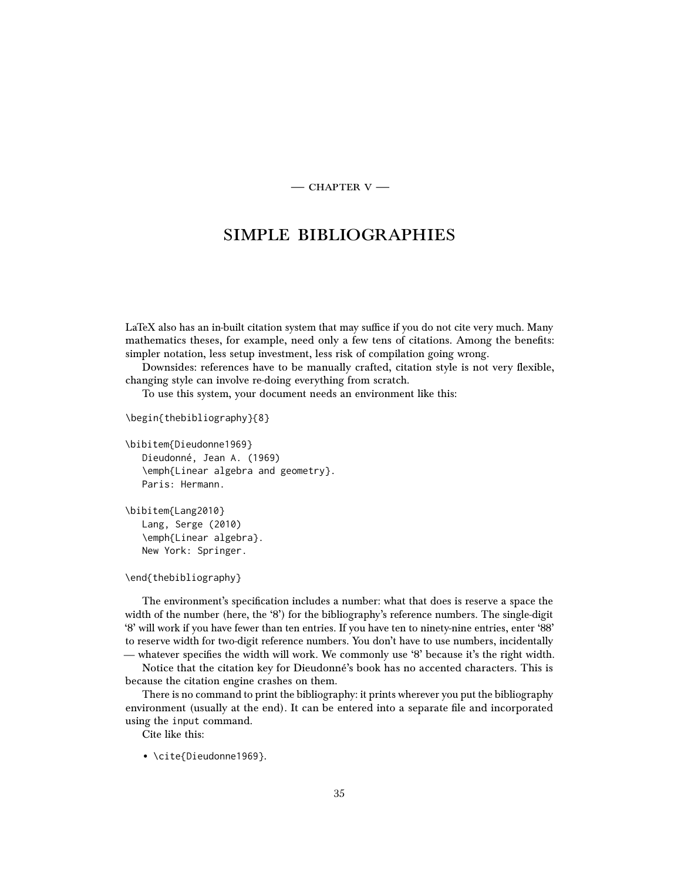— CHAPTER V —

# SIMPLE BIBLIOGRAPHIES

LaTeX also has an in-built citation system that may suffice if you do not cite very much. Many mathematics theses, for example, need only a few tens of citations. Among the benefits: simpler notation, less setup investment, less risk of compilation going wrong.

Downsides: references have to be manually crafted, citation style is not very flexible, changing style can involve re-doing everything from scratch.

To use this system, your document needs an environment like this:

```
\begin{thebibliography}{8}

\bibitem{Dieudonne1969}
   Dieudonné, Jean A. (1969)
   \emph{Linear algebra and geometry}.
   Paris: Hermann.

\bibitem{Lang2010}
   Lang, Serge (2010)
   \emph{Linear algebra}.
   New York: Springer.

\end{thebibliography}
```

The environment's specification includes a number: what that does is reserve a space the width of the number (here, the '8') for the bibliography's reference numbers. The single-digit '8' will work if you have fewer than ten entries. If you have ten to ninety-nine entries, enter '88' to reserve width for two-digit reference numbers. You don't have to use numbers, incidentally — whatever specifies the width will work. We commonly use '8' because it's the right width.

Notice that the citation key for Dieudonné's book has no accented characters. This is because the citation engine crashes on them.

There is no command to print the bibliography: it prints wherever you put the bibliography environment (usually at the end). It can be entered into a separate file and incorporated using the `input` command.

Cite like this:

- `\cite{Dieudonne1969}`.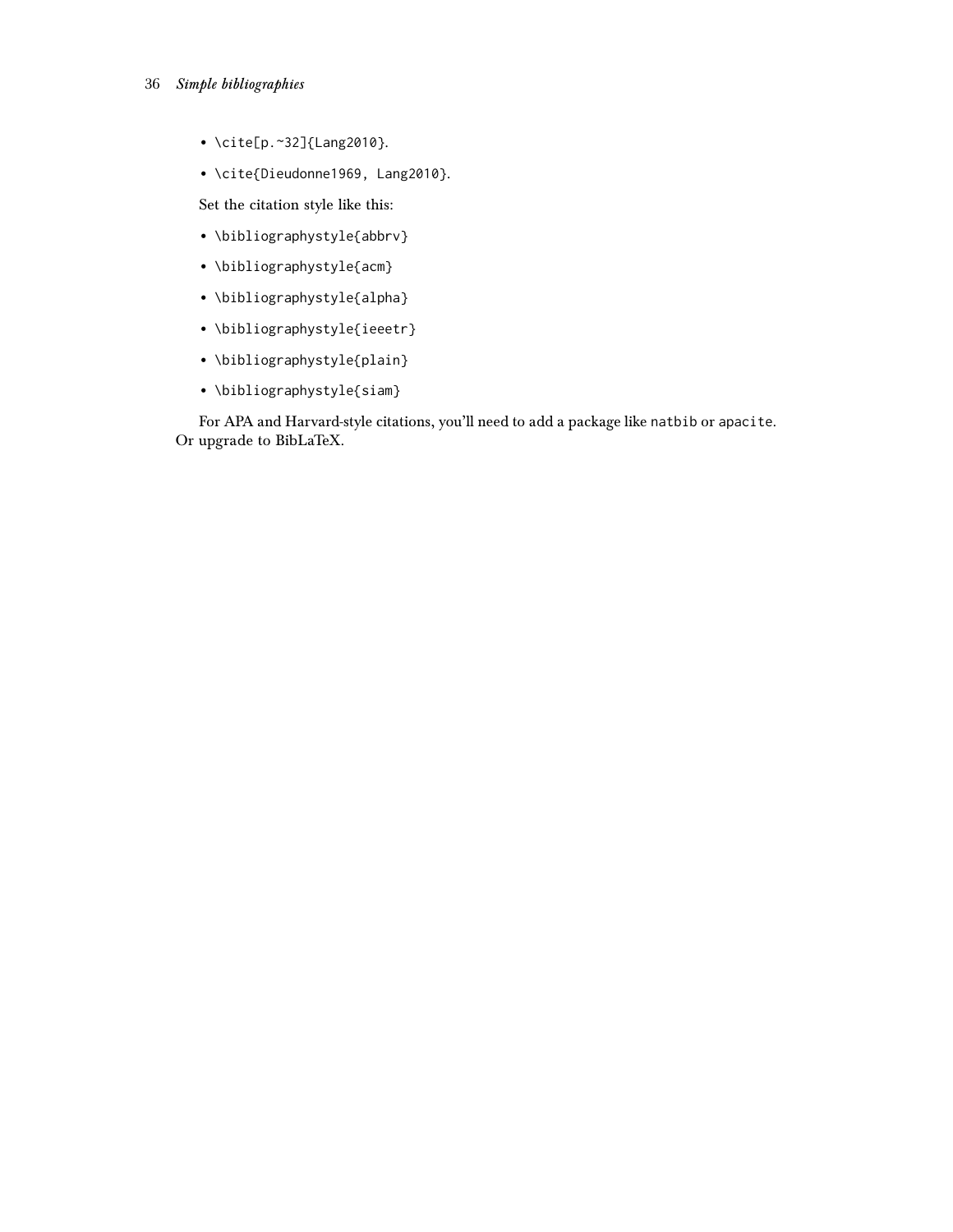- `\cite[p.~32]{Lang2010}`.
- `\cite{Dieudonne1969, Lang2010}`.

Set the citation style like this:

- `\bibliographystyle{abbrv}`
- `\bibliographystyle{acm}`
- `\bibliographystyle{alpha}`
- `\bibliographystyle{ieeetr}`
- `\bibliographystyle{plain}`
- `\bibliographystyle{siam}`

For APA and Harvard-style citations, you'll need to add a package like `natbib` or `apacite`. Or upgrade to BibLaTeX.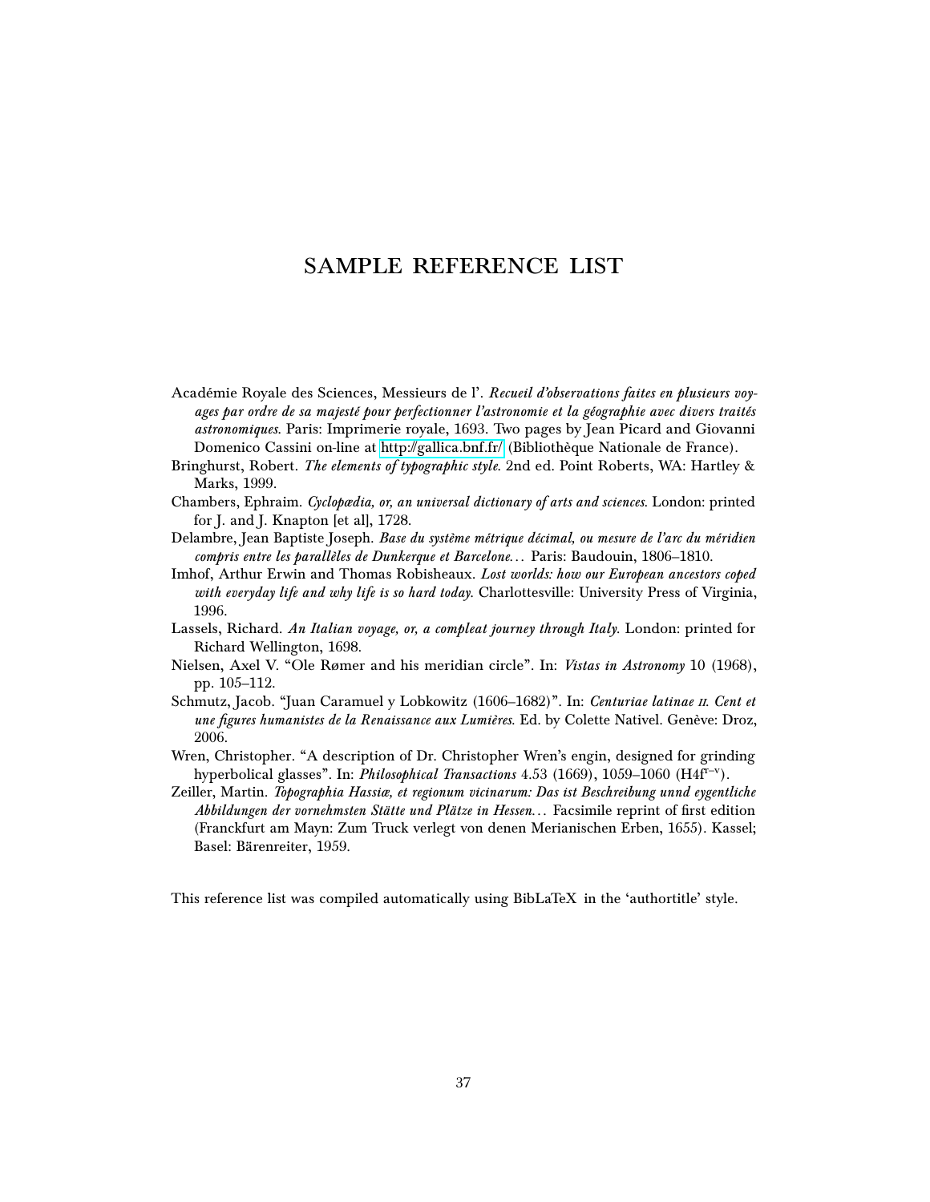# SAMPLE REFERENCE LIST

Académie Royale des Sciences, Messieurs de l'. *Recueil d'observations faites en plusieurs voyages par ordre de sa majesté pour perfectionner l'astronomie et la géographie avec divers traités astronomiques*. Paris: Imprimerie royale, 1693. Two pages by Jean Picard and Giovanni Domenico Cassini on-line at http://gallica.bnf.fr/ (Bibliothèque Nationale de France).

Bringhurst, Robert. *The elements of typographic style*. 2nd ed. Point Roberts, WA: Hartley & Marks, 1999.

Chambers, Ephraim. *Cyclopædia, or, an universal dictionary of arts and sciences*. London: printed for J. and J. Knapton [et al], 1728.

Delambre, Jean Baptiste Joseph. *Base du système métrique décimal, ou mesure de l'arc du méridien compris entre les parallèles de Dunkerque et Barcelone...* Paris: Baudouin, 1806–1810.

Imhof, Arthur Erwin and Thomas Robisheaux. *Lost worlds: how our European ancestors coped with everyday life and why life is so hard today*. Charlottesville: University Press of Virginia, 1996.

Lassels, Richard. *An Italian voyage, or, a compleat journey through Italy*. London: printed for Richard Wellington, 1698.

Nielsen, Axel V. "Ole Rømer and his meridian circle". In: *Vistas in Astronomy* 10 (1968), pp. 105–112.

Schmutz, Jacob. "Juan Caramuel y Lobkowitz (1606–1682)". In: *Centuriae latinae II. Cent et une figures humanistes de la Renaissance aux Lumières*. Ed. by Colette Nativel. Genève: Droz, 2006.

Wren, Christopher. "A description of Dr. Christopher Wren's engin, designed for grinding hyperbolical glasses". In: *Philosophical Transactions* 4.53 (1669), 1059–1060 (H4f$^{r–v}$).

Zeiller, Martin. *Topographia Hassiæ, et regionum vicinarum: Das ist Beschreibung unnd eygentliche Abbildungen der vornehmsten Stätte und Plätze in Hessen...* Facsimile reprint of first edition (Franckfurt am Mayn: Zum Truck verlegt von denen Merianischen Erben, 1655). Kassel; Basel: Bärenreiter, 1959.

This reference list was compiled automatically using BibLaTeX in the 'authortitle' style.